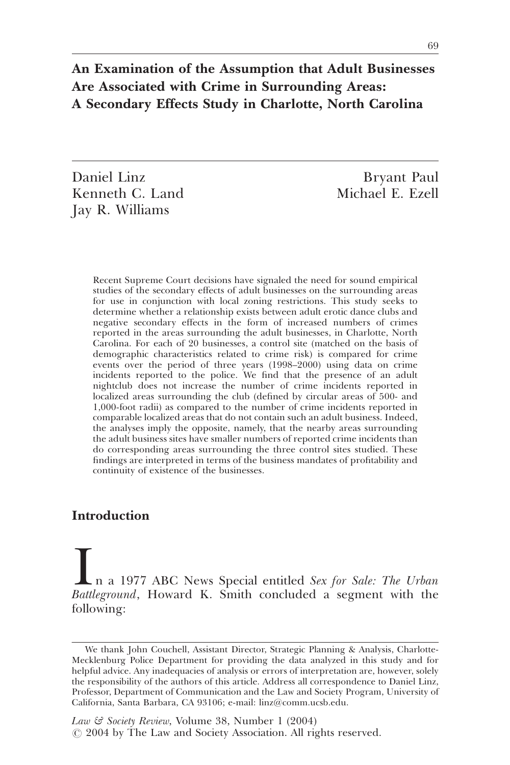# An Examination of the Assumption that Adult Businesses Are Associated with Crime in Surrounding Areas: A Secondary Effects Study in Charlotte, North Carolina

Daniel Linz
Kenneth C. Land
Jay R. Williams
Bryant Paul
Michael E. Ezell

Recent Supreme Court decisions have signaled the need for sound empirical studies of the secondary effects of adult businesses on the surrounding areas for use in conjunction with local zoning restrictions. This study seeks to determine whether a relationship exists between adult erotic dance clubs and negative secondary effects in the form of increased numbers of crimes reported in the areas surrounding the adult businesses, in Charlotte, North Carolina. For each of 20 businesses, a control site (matched on the basis of demographic characteristics related to crime risk) is compared for crime events over the period of three years (1998–2000) using data on crime incidents reported to the police. We find that the presence of an adult nightclub does not increase the number of crime incidents reported in localized areas surrounding the club (defined by circular areas of 500- and 1,000-foot radii) as compared to the number of crime incidents reported in comparable localized areas that do not contain such an adult business. Indeed, the analyses imply the opposite, namely, that the nearby areas surrounding the adult business sites have smaller numbers of reported crime incidents than do corresponding areas surrounding the three control sites studied. These findings are interpreted in terms of the business mandates of profitability and continuity of existence of the businesses.

## Introduction

In a 1977 ABC News Special entitled *Sex for Sale: The Urban Battleground*, Howard K. Smith concluded a segment with the following:

---

We thank John Couchell, Assistant Director, Strategic Planning & Analysis, Charlotte-Mecklenburg Police Department for providing the data analyzed in this study and for helpful advice. Any inadequacies of analysis or errors of interpretation are, however, solely the responsibility of the authors of this article. Address all correspondence to Daniel Linz, Professor, Department of Communication and the Law and Society Program, University of California, Santa Barbara, CA 93106; e-mail: linz@comm.ucsb.edu.

*Law & Society Review*, Volume 38, Number 1 (2004)
© 2004 by The Law and Society Association. All rights reserved.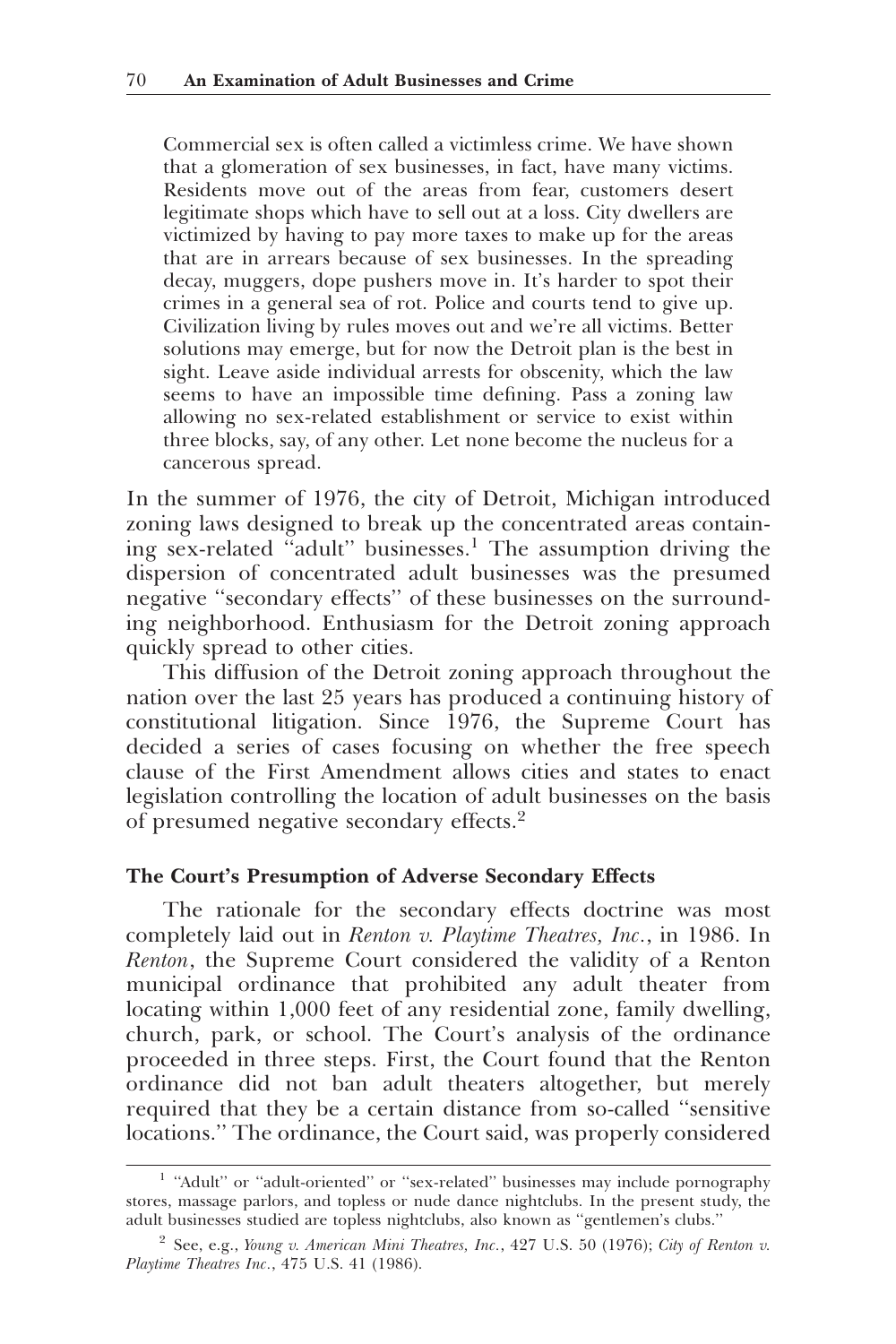> Commercial sex is often called a victimless crime. We have shown that a glomeration of sex businesses, in fact, have many victims. Residents move out of the areas from fear, customers desert legitimate shops which have to sell out at a loss. City dwellers are victimized by having to pay more taxes to make up for the areas that are in arrears because of sex businesses. In the spreading decay, muggers, dope pushers move in. It's harder to spot their crimes in a general sea of rot. Police and courts tend to give up. Civilization living by rules moves out and we're all victims. Better solutions may emerge, but for now the Detroit plan is the best in sight. Leave aside individual arrests for obscenity, which the law seems to have an impossible time defining. Pass a zoning law allowing no sex-related establishment or service to exist within three blocks, say, of any other. Let none become the nucleus for a cancerous spread.

In the summer of 1976, the city of Detroit, Michigan introduced zoning laws designed to break up the concentrated areas containing sex-related "adult" businesses.[1] The assumption driving the dispersion of concentrated adult businesses was the presumed negative "secondary effects" of these businesses on the surrounding neighborhood. Enthusiasm for the Detroit zoning approach quickly spread to other cities.

This diffusion of the Detroit zoning approach throughout the nation over the last 25 years has produced a continuing history of constitutional litigation. Since 1976, the Supreme Court has decided a series of cases focusing on whether the free speech clause of the First Amendment allows cities and states to enact legislation controlling the location of adult businesses on the basis of presumed negative secondary effects.[2]

### The Court's Presumption of Adverse Secondary Effects

The rationale for the secondary effects doctrine was most completely laid out in *Renton v. Playtime Theatres, Inc.*, in 1986. In *Renton*, the Supreme Court considered the validity of a Renton municipal ordinance that prohibited any adult theater from locating within 1,000 feet of any residential zone, family dwelling, church, park, or school. The Court's analysis of the ordinance proceeded in three steps. First, the Court found that the Renton ordinance did not ban adult theaters altogether, but merely required that they be a certain distance from so-called "sensitive locations." The ordinance, the Court said, was properly considered

---

[1] "Adult" or "adult-oriented" or "sex-related" businesses may include pornography stores, massage parlors, and topless or nude dance nightclubs. In the present study, the adult businesses studied are topless nightclubs, also known as "gentlemen's clubs."

[2] See, e.g., *Young v. American Mini Theatres, Inc.*, 427 U.S. 50 (1976); *City of Renton v. Playtime Theatres Inc.*, 475 U.S. 41 (1986).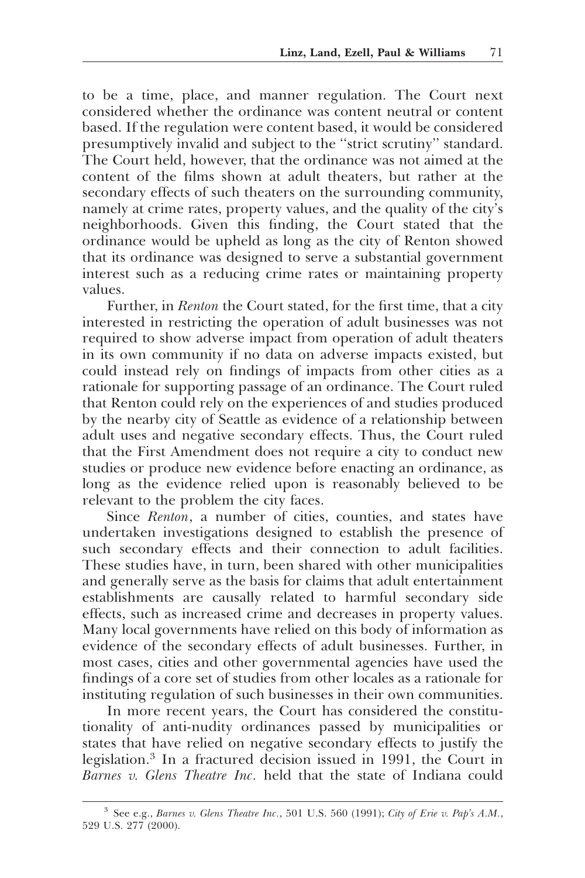to be a time, place, and manner regulation. The Court next considered whether the ordinance was content neutral or content based. If the regulation were content based, it would be considered presumptively invalid and subject to the ''strict scrutiny'' standard. The Court held, however, that the ordinance was not aimed at the content of the films shown at adult theaters, but rather at the secondary effects of such theaters on the surrounding community, namely at crime rates, property values, and the quality of the city's neighborhoods. Given this finding, the Court stated that the ordinance would be upheld as long as the city of Renton showed that its ordinance was designed to serve a substantial government interest such as a reducing crime rates or maintaining property values.

Further, in *Renton* the Court stated, for the first time, that a city interested in restricting the operation of adult businesses was not required to show adverse impact from operation of adult theaters in its own community if no data on adverse impacts existed, but could instead rely on findings of impacts from other cities as a rationale for supporting passage of an ordinance. The Court ruled that Renton could rely on the experiences of and studies produced by the nearby city of Seattle as evidence of a relationship between adult uses and negative secondary effects. Thus, the Court ruled that the First Amendment does not require a city to conduct new studies or produce new evidence before enacting an ordinance, as long as the evidence relied upon is reasonably believed to be relevant to the problem the city faces.

Since *Renton*, a number of cities, counties, and states have undertaken investigations designed to establish the presence of such secondary effects and their connection to adult facilities. These studies have, in turn, been shared with other municipalities and generally serve as the basis for claims that adult entertainment establishments are causally related to harmful secondary side effects, such as increased crime and decreases in property values. Many local governments have relied on this body of information as evidence of the secondary effects of adult businesses. Further, in most cases, cities and other governmental agencies have used the findings of a core set of studies from other locales as a rationale for instituting regulation of such businesses in their own communities.

In more recent years, the Court has considered the constitutionality of anti-nudity ordinances passed by municipalities or states that have relied on negative secondary effects to justify the legislation.[3] In a fractured decision issued in 1991, the Court in *Barnes v. Glens Theatre Inc*. held that the state of Indiana could

---

[3] See e.g., *Barnes v. Glens Theatre Inc.*, 501 U.S. 560 (1991); *City of Erie v. Pap's A.M.*, 529 U.S. 277 (2000).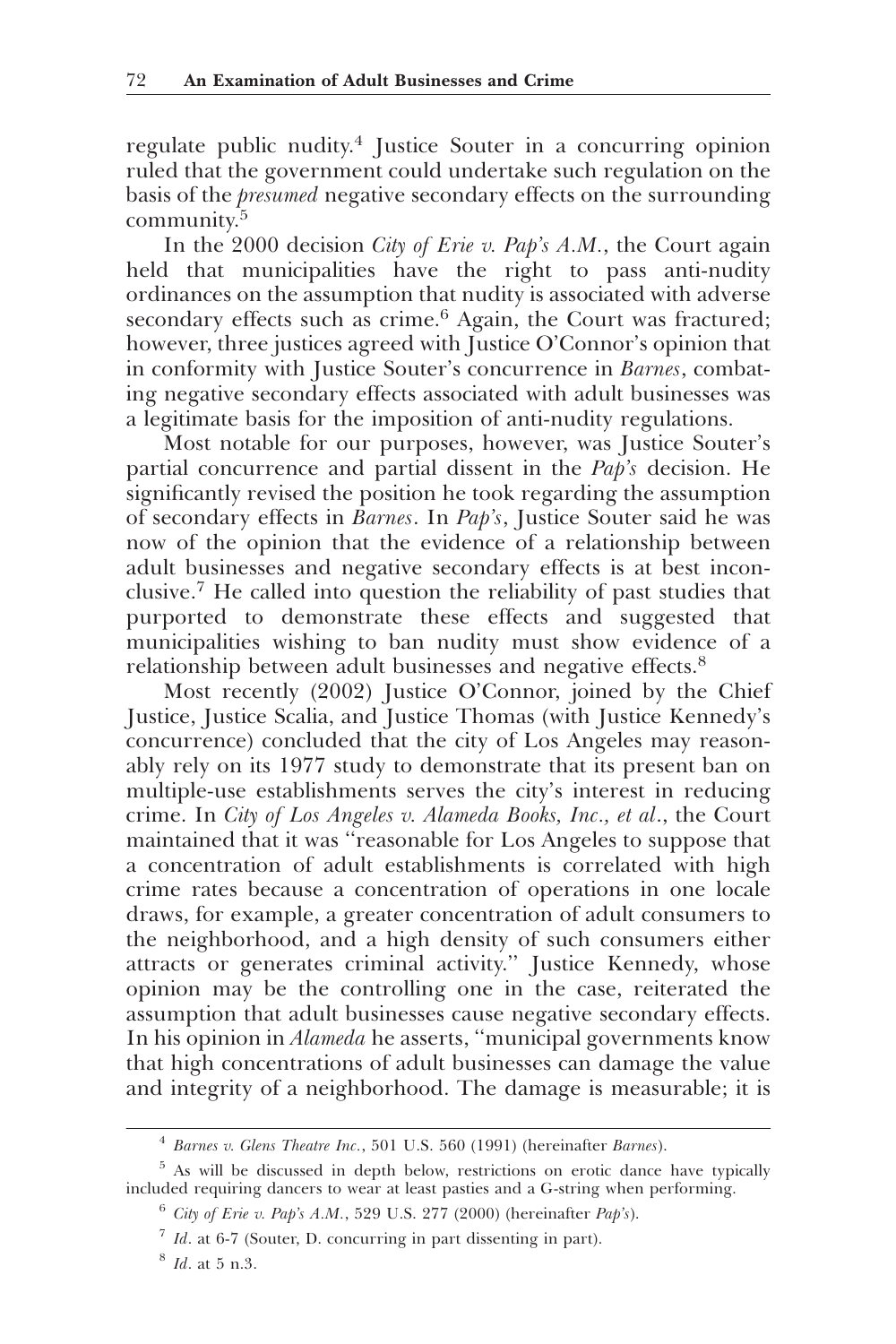regulate public nudity.[4] Justice Souter in a concurring opinion ruled that the government could undertake such regulation on the basis of the *presumed* negative secondary effects on the surrounding community.[5]

In the 2000 decision *City of Erie v. Pap's A.M.*, the Court again held that municipalities have the right to pass anti-nudity ordinances on the assumption that nudity is associated with adverse secondary effects such as crime.[6] Again, the Court was fractured; however, three justices agreed with Justice O'Connor's opinion that in conformity with Justice Souter's concurrence in *Barnes*, combating negative secondary effects associated with adult businesses was a legitimate basis for the imposition of anti-nudity regulations.

Most notable for our purposes, however, was Justice Souter's partial concurrence and partial dissent in the *Pap's* decision. He significantly revised the position he took regarding the assumption of secondary effects in *Barnes*. In *Pap's*, Justice Souter said he was now of the opinion that the evidence of a relationship between adult businesses and negative secondary effects is at best inconclusive.[7] He called into question the reliability of past studies that purported to demonstrate these effects and suggested that municipalities wishing to ban nudity must show evidence of a relationship between adult businesses and negative effects.[8]

Most recently (2002) Justice O'Connor, joined by the Chief Justice, Justice Scalia, and Justice Thomas (with Justice Kennedy's concurrence) concluded that the city of Los Angeles may reasonably rely on its 1977 study to demonstrate that its present ban on multiple-use establishments serves the city's interest in reducing crime. In *City of Los Angeles v. Alameda Books, Inc., et al.*, the Court maintained that it was "reasonable for Los Angeles to suppose that a concentration of adult establishments is correlated with high crime rates because a concentration of operations in one locale draws, for example, a greater concentration of adult consumers to the neighborhood, and a high density of such consumers either attracts or generates criminal activity." Justice Kennedy, whose opinion may be the controlling one in the case, reiterated the assumption that adult businesses cause negative secondary effects. In his opinion in *Alameda* he asserts, "municipal governments know that high concentrations of adult businesses can damage the value and integrity of a neighborhood. The damage is measurable; it is

---

[4] *Barnes v. Glens Theatre Inc.*, 501 U.S. 560 (1991) (hereinafter *Barnes*).

[5] As will be discussed in depth below, restrictions on erotic dance have typically included requiring dancers to wear at least pasties and a G-string when performing.

[6] *City of Erie v. Pap's A.M.*, 529 U.S. 277 (2000) (hereinafter *Pap's*).

[7] *Id.* at 6-7 (Souter, D. concurring in part dissenting in part).

[8] *Id.* at 5 n.3.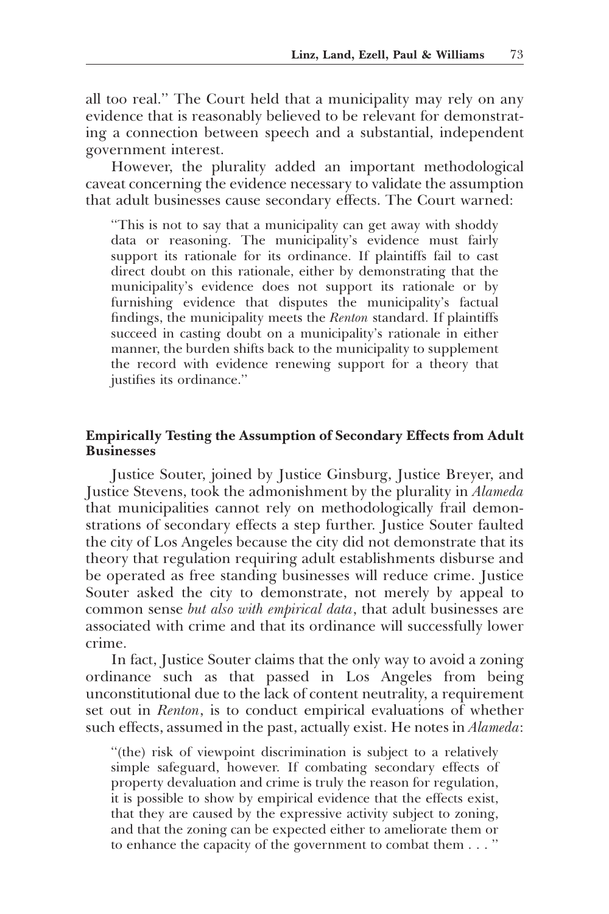all too real.'' The Court held that a municipality may rely on any evidence that is reasonably believed to be relevant for demonstrating a connection between speech and a substantial, independent government interest.

However, the plurality added an important methodological caveat concerning the evidence necessary to validate the assumption that adult businesses cause secondary effects. The Court warned:

> ''This is not to say that a municipality can get away with shoddy data or reasoning. The municipality's evidence must fairly support its rationale for its ordinance. If plaintiffs fail to cast direct doubt on this rationale, either by demonstrating that the municipality's evidence does not support its rationale or by furnishing evidence that disputes the municipality's factual findings, the municipality meets the *Renton* standard. If plaintiffs succeed in casting doubt on a municipality's rationale in either manner, the burden shifts back to the municipality to supplement the record with evidence renewing support for a theory that justifies its ordinance.''

## Empirically Testing the Assumption of Secondary Effects from Adult Businesses

Justice Souter, joined by Justice Ginsburg, Justice Breyer, and Justice Stevens, took the admonishment by the plurality in *Alameda* that municipalities cannot rely on methodologically frail demonstrations of secondary effects a step further. Justice Souter faulted the city of Los Angeles because the city did not demonstrate that its theory that regulation requiring adult establishments disburse and be operated as free standing businesses will reduce crime. Justice Souter asked the city to demonstrate, not merely by appeal to common sense *but also with empirical data*, that adult businesses are associated with crime and that its ordinance will successfully lower crime.

In fact, Justice Souter claims that the only way to avoid a zoning ordinance such as that passed in Los Angeles from being unconstitutional due to the lack of content neutrality, a requirement set out in *Renton*, is to conduct empirical evaluations of whether such effects, assumed in the past, actually exist. He notes in *Alameda*:

> ''(the) risk of viewpoint discrimination is subject to a relatively simple safeguard, however. If combating secondary effects of property devaluation and crime is truly the reason for regulation, it is possible to show by empirical evidence that the effects exist, that they are caused by the expressive activity subject to zoning, and that the zoning can be expected either to ameliorate them or to enhance the capacity of the government to combat them . . . ''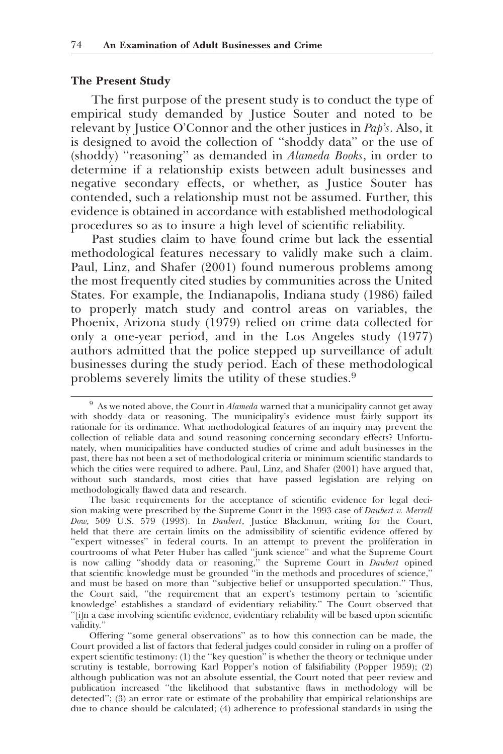### The Present Study

The first purpose of the present study is to conduct the type of empirical study demanded by Justice Souter and noted to be relevant by Justice O'Connor and the other justices in *Pap's*. Also, it is designed to avoid the collection of ''shoddy data'' or the use of (shoddy) ''reasoning'' as demanded in *Alameda Books*, in order to determine if a relationship exists between adult businesses and negative secondary effects, or whether, as Justice Souter has contended, such a relationship must not be assumed. Further, this evidence is obtained in accordance with established methodological procedures so as to insure a high level of scientific reliability.

Past studies claim to have found crime but lack the essential methodological features necessary to validly make such a claim. Paul, Linz, and Shafer (2001) found numerous problems among the most frequently cited studies by communities across the United States. For example, the Indianapolis, Indiana study (1986) failed to properly match study and control areas on variables, the Phoenix, Arizona study (1979) relied on crime data collected for only a one-year period, and in the Los Angeles study (1977) authors admitted that the police stepped up surveillance of adult businesses during the study period. Each of these methodological problems severely limits the utility of these studies.[9]

---

[9] As we noted above, the Court in *Alameda* warned that a municipality cannot get away with shoddy data or reasoning. The municipality's evidence must fairly support its rationale for its ordinance. What methodological features of an inquiry may prevent the collection of reliable data and sound reasoning concerning secondary effects? Unfortunately, when municipalities have conducted studies of crime and adult businesses in the past, there has not been a set of methodological criteria or minimum scientific standards to which the cities were required to adhere. Paul, Linz, and Shafer (2001) have argued that, without such standards, most cities that have passed legislation are relying on methodologically flawed data and research.

The basic requirements for the acceptance of scientific evidence for legal decision making were prescribed by the Supreme Court in the 1993 case of *Daubert v. Merrell Dow*, 509 U.S. 579 (1993). In *Daubert*, Justice Blackmun, writing for the Court, held that there are certain limits on the admissibility of scientific evidence offered by ''expert witnesses'' in federal courts. In an attempt to prevent the proliferation in courtrooms of what Peter Huber has called ''junk science'' and what the Supreme Court is now calling ''shoddy data or reasoning,'' the Supreme Court in *Daubert* opined that scientific knowledge must be grounded ''in the methods and procedures of science,'' and must be based on more than ''subjective belief or unsupported speculation.'' Thus, the Court said, ''the requirement that an expert's testimony pertain to 'scientific knowledge' establishes a standard of evidentiary reliability.'' The Court observed that ''[i]n a case involving scientific evidence, evidentiary reliability will be based upon scientific validity.''

Offering ''some general observations'' as to how this connection can be made, the Court provided a list of factors that federal judges could consider in ruling on a proffer of expert scientific testimony: (1) the ''key question'' is whether the theory or technique under scrutiny is testable, borrowing Karl Popper's notion of falsifiability (Popper 1959); (2) although publication was not an absolute essential, the Court noted that peer review and publication increased ''the likelihood that substantive flaws in methodology will be detected''; (3) an error rate or estimate of the probability that empirical relationships are due to chance should be calculated; (4) adherence to professional standards in using the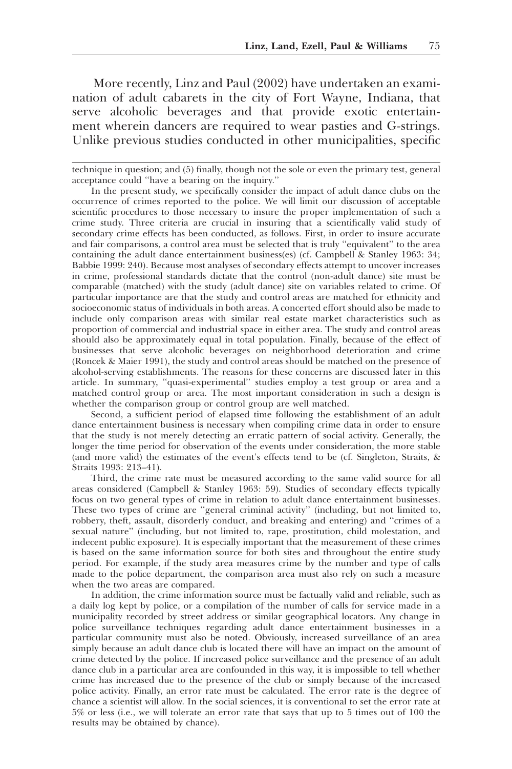More recently, Linz and Paul (2002) have undertaken an examination of adult cabarets in the city of Fort Wayne, Indiana, that serve alcoholic beverages and that provide exotic entertainment wherein dancers are required to wear pasties and G-strings. Unlike previous studies conducted in other municipalities, specific

---

technique in question; and (5) finally, though not the sole or even the primary test, general acceptance could "have a bearing on the inquiry."

In the present study, we specifically consider the impact of adult dance clubs on the occurrence of crimes reported to the police. We will limit our discussion of acceptable scientific procedures to those necessary to insure the proper implementation of such a crime study. Three criteria are crucial in insuring that a scientifically valid study of secondary crime effects has been conducted, as follows. First, in order to insure accurate and fair comparisons, a control area must be selected that is truly "equivalent" to the area containing the adult dance entertainment business(es) (cf. Campbell & Stanley 1963: 34; Babbie 1999: 240). Because most analyses of secondary effects attempt to uncover increases in crime, professional standards dictate that the control (non-adult dance) site must be comparable (matched) with the study (adult dance) site on variables related to crime. Of particular importance are that the study and control areas are matched for ethnicity and socioeconomic status of individuals in both areas. A concerted effort should also be made to include only comparison areas with similar real estate market characteristics such as proportion of commercial and industrial space in either area. The study and control areas should also be approximately equal in total population. Finally, because of the effect of businesses that serve alcoholic beverages on neighborhood deterioration and crime (Roncek & Maier 1991), the study and control areas should be matched on the presence of alcohol-serving establishments. The reasons for these concerns are discussed later in this article. In summary, "quasi-experimental" studies employ a test group or area and a matched control group or area. The most important consideration in such a design is whether the comparison group or control group are well matched.

Second, a sufficient period of elapsed time following the establishment of an adult dance entertainment business is necessary when compiling crime data in order to ensure that the study is not merely detecting an erratic pattern of social activity. Generally, the longer the time period for observation of the events under consideration, the more stable (and more valid) the estimates of the event's effects tend to be (cf. Singleton, Straits, & Straits 1993: 213–41).

Third, the crime rate must be measured according to the same valid source for all areas considered (Campbell & Stanley 1963: 59). Studies of secondary effects typically focus on two general types of crime in relation to adult dance entertainment businesses. These two types of crime are "general criminal activity" (including, but not limited to, robbery, theft, assault, disorderly conduct, and breaking and entering) and "crimes of a sexual nature" (including, but not limited to, rape, prostitution, child molestation, and indecent public exposure). It is especially important that the measurement of these crimes is based on the same information source for both sites and throughout the entire study period. For example, if the study area measures crime by the number and type of calls made to the police department, the comparison area must also rely on such a measure when the two areas are compared.

In addition, the crime information source must be factually valid and reliable, such as a daily log kept by police, or a compilation of the number of calls for service made in a municipality recorded by street address or similar geographical locators. Any change in police surveillance techniques regarding adult dance entertainment businesses in a particular community must also be noted. Obviously, increased surveillance of an area simply because an adult dance club is located there will have an impact on the amount of crime detected by the police. If increased police surveillance and the presence of an adult dance club in a particular area are confounded in this way, it is impossible to tell whether crime has increased due to the presence of the club or simply because of the increased police activity. Finally, an error rate must be calculated. The error rate is the degree of chance a scientist will allow. In the social sciences, it is conventional to set the error rate at 5% or less (i.e., we will tolerate an error rate that says that up to 5 times out of 100 the results may be obtained by chance).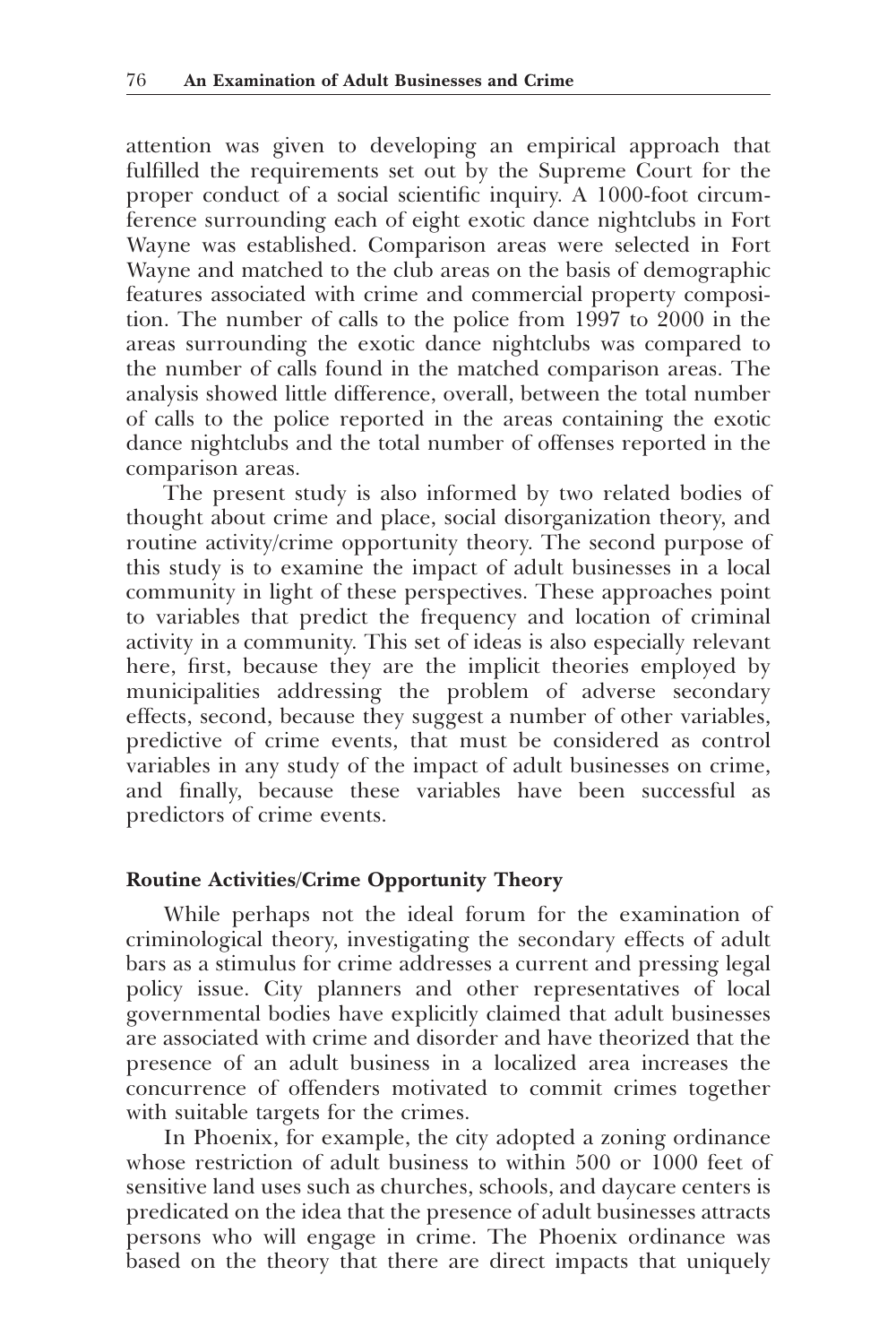attention was given to developing an empirical approach that fulfilled the requirements set out by the Supreme Court for the proper conduct of a social scientific inquiry. A 1000-foot circumference surrounding each of eight exotic dance nightclubs in Fort Wayne was established. Comparison areas were selected in Fort Wayne and matched to the club areas on the basis of demographic features associated with crime and commercial property composition. The number of calls to the police from 1997 to 2000 in the areas surrounding the exotic dance nightclubs was compared to the number of calls found in the matched comparison areas. The analysis showed little difference, overall, between the total number of calls to the police reported in the areas containing the exotic dance nightclubs and the total number of offenses reported in the comparison areas.

The present study is also informed by two related bodies of thought about crime and place, social disorganization theory, and routine activity/crime opportunity theory. The second purpose of this study is to examine the impact of adult businesses in a local community in light of these perspectives. These approaches point to variables that predict the frequency and location of criminal activity in a community. This set of ideas is also especially relevant here, first, because they are the implicit theories employed by municipalities addressing the problem of adverse secondary effects, second, because they suggest a number of other variables, predictive of crime events, that must be considered as control variables in any study of the impact of adult businesses on crime, and finally, because these variables have been successful as predictors of crime events.

### Routine Activities/Crime Opportunity Theory

While perhaps not the ideal forum for the examination of criminological theory, investigating the secondary effects of adult bars as a stimulus for crime addresses a current and pressing legal policy issue. City planners and other representatives of local governmental bodies have explicitly claimed that adult businesses are associated with crime and disorder and have theorized that the presence of an adult business in a localized area increases the concurrence of offenders motivated to commit crimes together with suitable targets for the crimes.

In Phoenix, for example, the city adopted a zoning ordinance whose restriction of adult business to within 500 or 1000 feet of sensitive land uses such as churches, schools, and daycare centers is predicated on the idea that the presence of adult businesses attracts persons who will engage in crime. The Phoenix ordinance was based on the theory that there are direct impacts that uniquely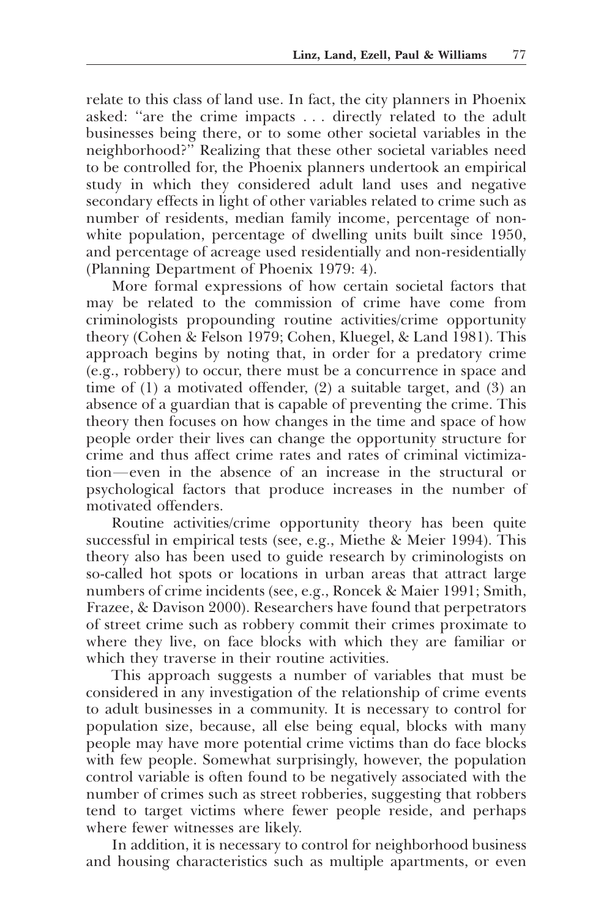relate to this class of land use. In fact, the city planners in Phoenix asked: "are the crime impacts . . . directly related to the adult businesses being there, or to some other societal variables in the neighborhood?" Realizing that these other societal variables need to be controlled for, the Phoenix planners undertook an empirical study in which they considered adult land uses and negative secondary effects in light of other variables related to crime such as number of residents, median family income, percentage of non-white population, percentage of dwelling units built since 1950, and percentage of acreage used residentially and non-residentially (Planning Department of Phoenix 1979: 4).

More formal expressions of how certain societal factors that may be related to the commission of crime have come from criminologists propounding routine activities/crime opportunity theory (Cohen & Felson 1979; Cohen, Kluegel, & Land 1981). This approach begins by noting that, in order for a predatory crime (e.g., robbery) to occur, there must be a concurrence in space and time of (1) a motivated offender, (2) a suitable target, and (3) an absence of a guardian that is capable of preventing the crime. This theory then focuses on how changes in the time and space of how people order their lives can change the opportunity structure for crime and thus affect crime rates and rates of criminal victimization—even in the absence of an increase in the structural or psychological factors that produce increases in the number of motivated offenders.

Routine activities/crime opportunity theory has been quite successful in empirical tests (see, e.g., Miethe & Meier 1994). This theory also has been used to guide research by criminologists on so-called hot spots or locations in urban areas that attract large numbers of crime incidents (see, e.g., Roncek & Maier 1991; Smith, Frazee, & Davison 2000). Researchers have found that perpetrators of street crime such as robbery commit their crimes proximate to where they live, on face blocks with which they are familiar or which they traverse in their routine activities.

This approach suggests a number of variables that must be considered in any investigation of the relationship of crime events to adult businesses in a community. It is necessary to control for population size, because, all else being equal, blocks with many people may have more potential crime victims than do face blocks with few people. Somewhat surprisingly, however, the population control variable is often found to be negatively associated with the number of crimes such as street robberies, suggesting that robbers tend to target victims where fewer people reside, and perhaps where fewer witnesses are likely.

In addition, it is necessary to control for neighborhood business and housing characteristics such as multiple apartments, or even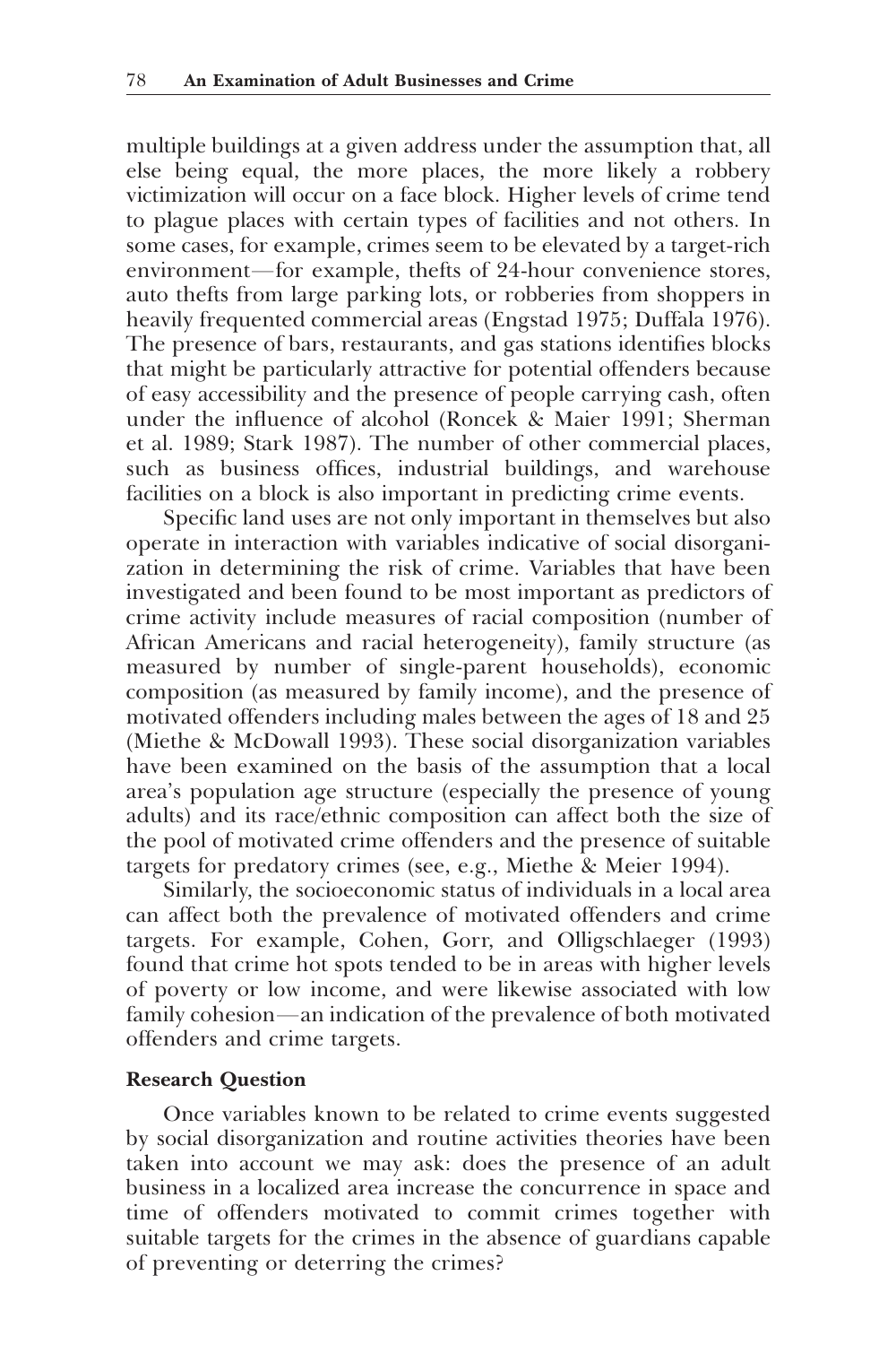multiple buildings at a given address under the assumption that, all else being equal, the more places, the more likely a robbery victimization will occur on a face block. Higher levels of crime tend to plague places with certain types of facilities and not others. In some cases, for example, crimes seem to be elevated by a target-rich environment—for example, thefts of 24-hour convenience stores, auto thefts from large parking lots, or robberies from shoppers in heavily frequented commercial areas (Engstad 1975; Duffala 1976). The presence of bars, restaurants, and gas stations identifies blocks that might be particularly attractive for potential offenders because of easy accessibility and the presence of people carrying cash, often under the influence of alcohol (Roncek & Maier 1991; Sherman et al. 1989; Stark 1987). The number of other commercial places, such as business offices, industrial buildings, and warehouse facilities on a block is also important in predicting crime events.

Specific land uses are not only important in themselves but also operate in interaction with variables indicative of social disorganization in determining the risk of crime. Variables that have been investigated and been found to be most important as predictors of crime activity include measures of racial composition (number of African Americans and racial heterogeneity), family structure (as measured by number of single-parent households), economic composition (as measured by family income), and the presence of motivated offenders including males between the ages of 18 and 25 (Miethe & McDowall 1993). These social disorganization variables have been examined on the basis of the assumption that a local area's population age structure (especially the presence of young adults) and its race/ethnic composition can affect both the size of the pool of motivated crime offenders and the presence of suitable targets for predatory crimes (see, e.g., Miethe & Meier 1994).

Similarly, the socioeconomic status of individuals in a local area can affect both the prevalence of motivated offenders and crime targets. For example, Cohen, Gorr, and Olligschlaeger (1993) found that crime hot spots tended to be in areas with higher levels of poverty or low income, and were likewise associated with low family cohesion—an indication of the prevalence of both motivated offenders and crime targets.

**Research Question**

Once variables known to be related to crime events suggested by social disorganization and routine activities theories have been taken into account we may ask: does the presence of an adult business in a localized area increase the concurrence in space and time of offenders motivated to commit crimes together with suitable targets for the crimes in the absence of guardians capable of preventing or deterring the crimes?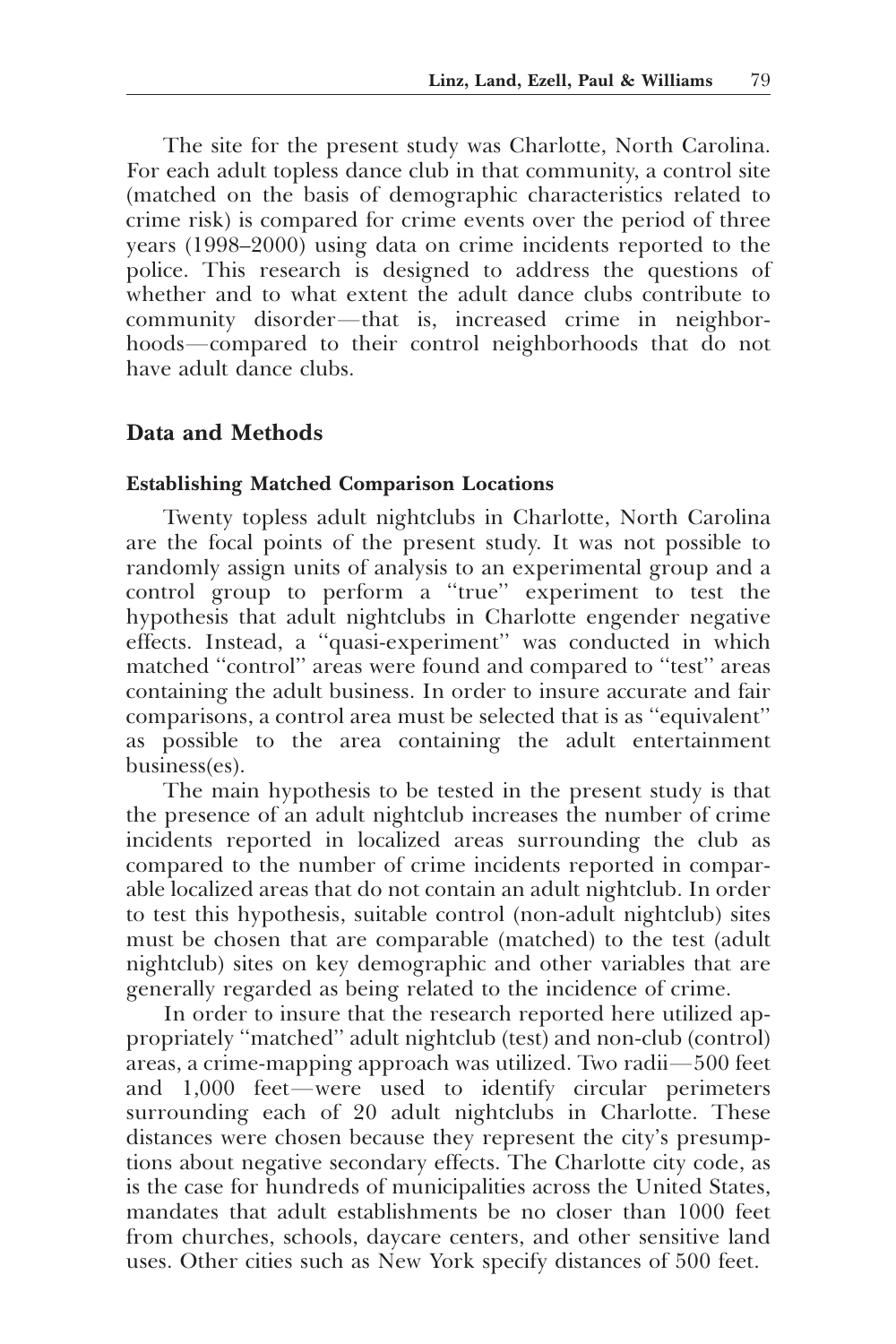The site for the present study was Charlotte, North Carolina. For each adult topless dance club in that community, a control site (matched on the basis of demographic characteristics related to crime risk) is compared for crime events over the period of three years (1998–2000) using data on crime incidents reported to the police. This research is designed to address the questions of whether and to what extent the adult dance clubs contribute to community disorder—that is, increased crime in neighborhoods—compared to their control neighborhoods that do not have adult dance clubs.

## Data and Methods

### Establishing Matched Comparison Locations

Twenty topless adult nightclubs in Charlotte, North Carolina are the focal points of the present study. It was not possible to randomly assign units of analysis to an experimental group and a control group to perform a "true" experiment to test the hypothesis that adult nightclubs in Charlotte engender negative effects. Instead, a "quasi-experiment" was conducted in which matched "control" areas were found and compared to "test" areas containing the adult business. In order to insure accurate and fair comparisons, a control area must be selected that is as "equivalent" as possible to the area containing the adult entertainment business(es).

The main hypothesis to be tested in the present study is that the presence of an adult nightclub increases the number of crime incidents reported in localized areas surrounding the club as compared to the number of crime incidents reported in comparable localized areas that do not contain an adult nightclub. In order to test this hypothesis, suitable control (non-adult nightclub) sites must be chosen that are comparable (matched) to the test (adult nightclub) sites on key demographic and other variables that are generally regarded as being related to the incidence of crime.

In order to insure that the research reported here utilized appropriately "matched" adult nightclub (test) and non-club (control) areas, a crime-mapping approach was utilized. Two radii—500 feet and 1,000 feet—were used to identify circular perimeters surrounding each of 20 adult nightclubs in Charlotte. These distances were chosen because they represent the city's presumptions about negative secondary effects. The Charlotte city code, as is the case for hundreds of municipalities across the United States, mandates that adult establishments be no closer than 1000 feet from churches, schools, daycare centers, and other sensitive land uses. Other cities such as New York specify distances of 500 feet.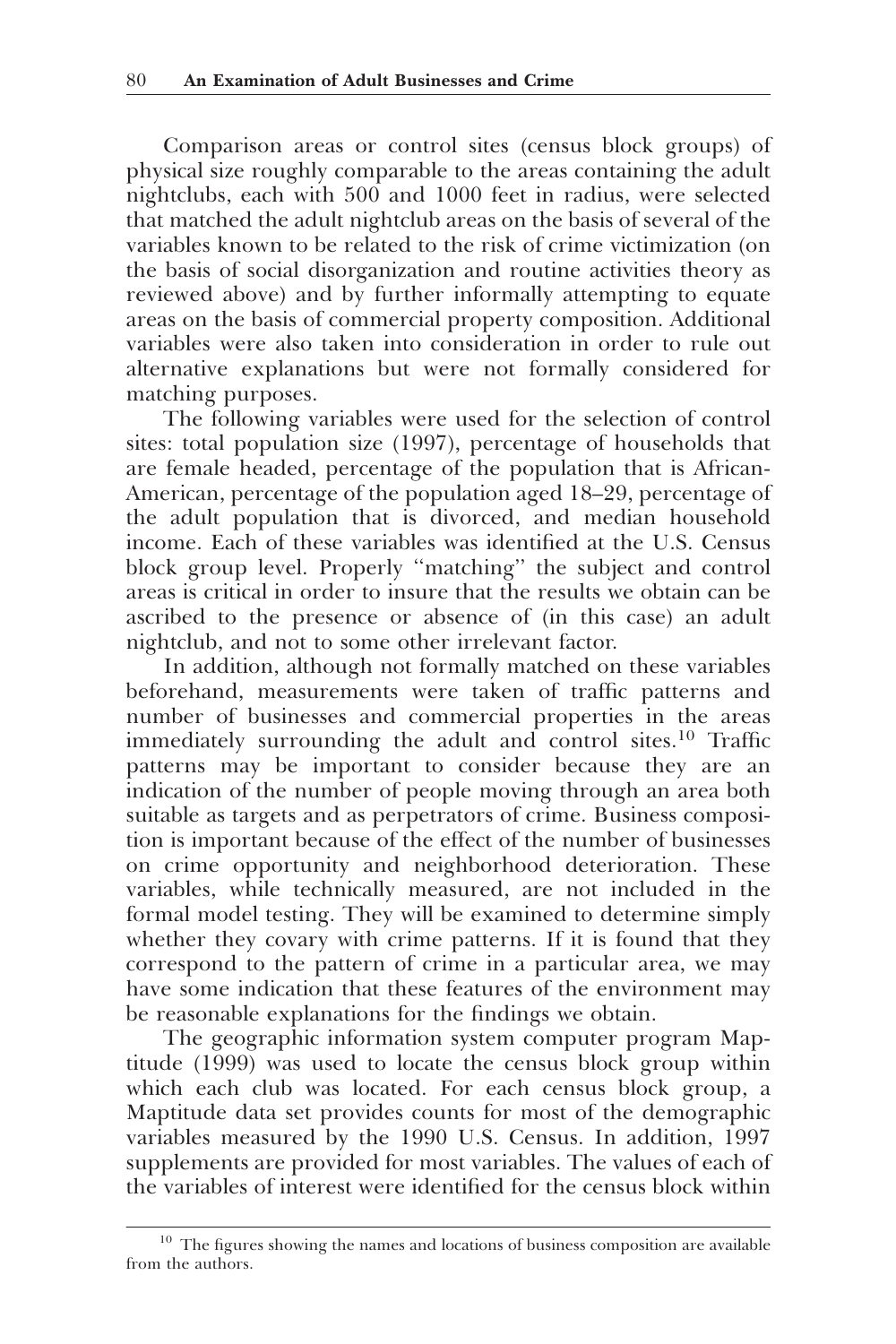Comparison areas or control sites (census block groups) of physical size roughly comparable to the areas containing the adult nightclubs, each with 500 and 1000 feet in radius, were selected that matched the adult nightclub areas on the basis of several of the variables known to be related to the risk of crime victimization (on the basis of social disorganization and routine activities theory as reviewed above) and by further informally attempting to equate areas on the basis of commercial property composition. Additional variables were also taken into consideration in order to rule out alternative explanations but were not formally considered for matching purposes.

The following variables were used for the selection of control sites: total population size (1997), percentage of households that are female headed, percentage of the population that is African-American, percentage of the population aged 18–29, percentage of the adult population that is divorced, and median household income. Each of these variables was identified at the U.S. Census block group level. Properly "matching" the subject and control areas is critical in order to insure that the results we obtain can be ascribed to the presence or absence of (in this case) an adult nightclub, and not to some other irrelevant factor.

In addition, although not formally matched on these variables beforehand, measurements were taken of traffic patterns and number of businesses and commercial properties in the areas immediately surrounding the adult and control sites.[10] Traffic patterns may be important to consider because they are an indication of the number of people moving through an area both suitable as targets and as perpetrators of crime. Business composition is important because of the effect of the number of businesses on crime opportunity and neighborhood deterioration. These variables, while technically measured, are not included in the formal model testing. They will be examined to determine simply whether they covary with crime patterns. If it is found that they correspond to the pattern of crime in a particular area, we may have some indication that these features of the environment may be reasonable explanations for the findings we obtain.

The geographic information system computer program Maptitude (1999) was used to locate the census block group within which each club was located. For each census block group, a Maptitude data set provides counts for most of the demographic variables measured by the 1990 U.S. Census. In addition, 1997 supplements are provided for most variables. The values of each of the variables of interest were identified for the census block within

[10] The figures showing the names and locations of business composition are available from the authors.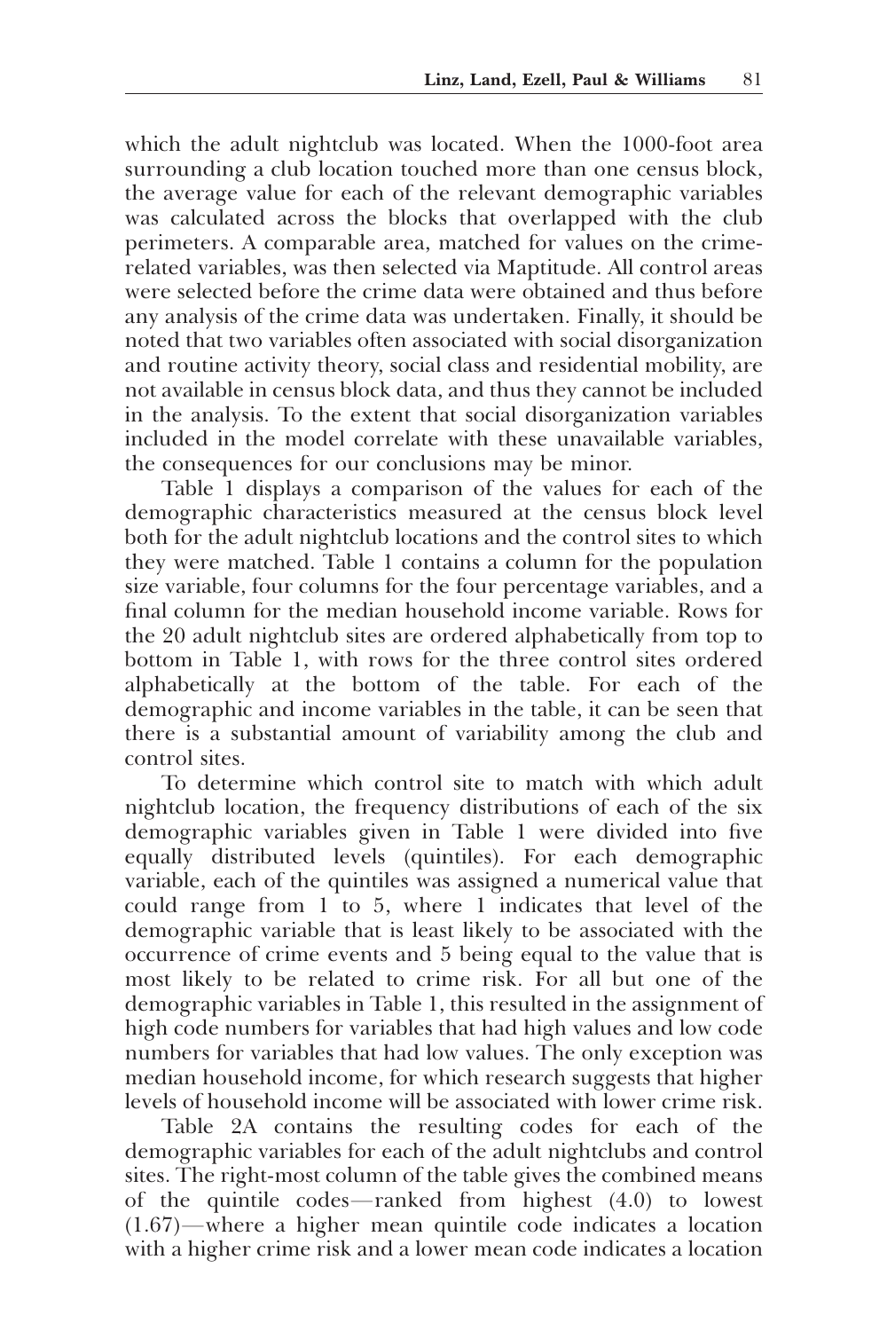which the adult nightclub was located. When the 1000-foot area surrounding a club location touched more than one census block, the average value for each of the relevant demographic variables was calculated across the blocks that overlapped with the club perimeters. A comparable area, matched for values on the crime-related variables, was then selected via Maptitude. All control areas were selected before the crime data were obtained and thus before any analysis of the crime data was undertaken. Finally, it should be noted that two variables often associated with social disorganization and routine activity theory, social class and residential mobility, are not available in census block data, and thus they cannot be included in the analysis. To the extent that social disorganization variables included in the model correlate with these unavailable variables, the consequences for our conclusions may be minor.

Table 1 displays a comparison of the values for each of the demographic characteristics measured at the census block level both for the adult nightclub locations and the control sites to which they were matched. Table 1 contains a column for the population size variable, four columns for the four percentage variables, and a final column for the median household income variable. Rows for the 20 adult nightclub sites are ordered alphabetically from top to bottom in Table 1, with rows for the three control sites ordered alphabetically at the bottom of the table. For each of the demographic and income variables in the table, it can be seen that there is a substantial amount of variability among the club and control sites.

To determine which control site to match with which adult nightclub location, the frequency distributions of each of the six demographic variables given in Table 1 were divided into five equally distributed levels (quintiles). For each demographic variable, each of the quintiles was assigned a numerical value that could range from 1 to 5, where 1 indicates that level of the demographic variable that is least likely to be associated with the occurrence of crime events and 5 being equal to the value that is most likely to be related to crime risk. For all but one of the demographic variables in Table 1, this resulted in the assignment of high code numbers for variables that had high values and low code numbers for variables that had low values. The only exception was median household income, for which research suggests that higher levels of household income will be associated with lower crime risk.

Table 2A contains the resulting codes for each of the demographic variables for each of the adult nightclubs and control sites. The right-most column of the table gives the combined means of the quintile codes—ranked from highest (4.0) to lowest (1.67)—where a higher mean quintile code indicates a location with a higher crime risk and a lower mean code indicates a location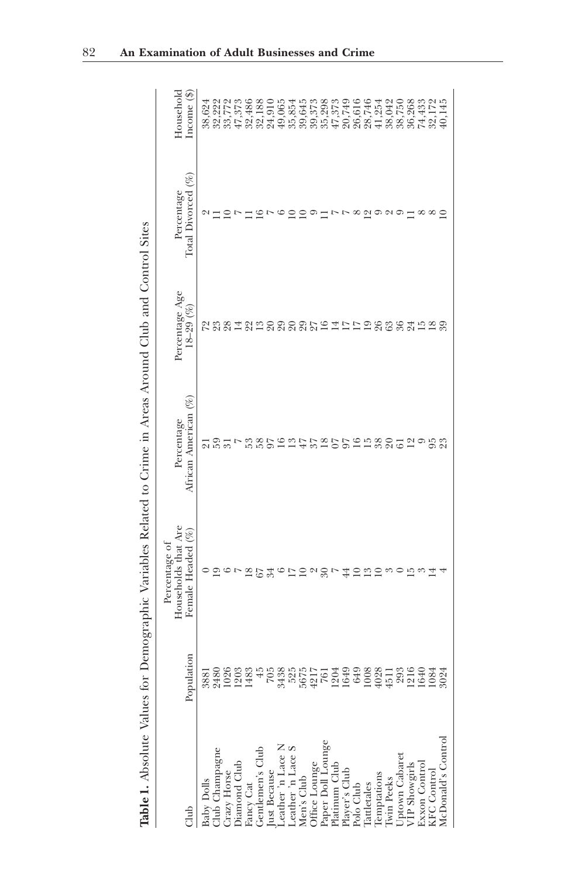**Table 1.** Absolute Values for Demographic Variables Related to Crime in Areas Around Club and Control Sites

| Club | Population | Percentage of Households that Are Female Headed (%) | Percentage African American (%) | Percentage Age 18–29 (%) | Percentage Total Divorced (%) | Household Income ($) |
|---|---|---|---|---|---|---|
| Baby Dolls | 3881 | 0 | 21 | 72 | 2 | 38,624 |
| Club Champagne | 2480 | 19 | 59 | 23 | 11 | 32,222 |
| Crazy Horse | 1026 | 6 | 31 | 28 | 10 | 33,772 |
| Diamond Club | 1203 | 7 | 7 | 14 | 7 | 47,373 |
| Fancy Cat | 1483 | 18 | 53 | 22 | 11 | 32,486 |
| Gentlemen's Club | 45 | 67 | 58 | 13 | 16 | 32,188 |
| Just Because | 705 | 34 | 97 | 20 | 7 | 24,910 |
| Leather 'n Lace N | 3438 | 6 | 16 | 29 | 6 | 49,065 |
| Leather 'n Lace S | 525 | 17 | 13 | 20 | 10 | 35,854 |
| Men's Club | 5675 | 10 | 47 | 29 | 10 | 39,645 |
| Office Lounge | 4217 | 2 | 37 | 27 | 9 | 39,373 |
| Paper Doll Lounge | 761 | 30 | 18 | 16 | 11 | 35,298 |
| Platinum Club | 1204 | 7 | 07 | 14 | 7 | 47,373 |
| Player's Club | 1649 | 44 | 97 | 17 | 7 | 20,749 |
| Polo Club | 649 | 10 | 16 | 17 | 8 | 26,616 |
| Tattletales | 1008 | 13 | 15 | 19 | 12 | 28,746 |
| Temptations | 4028 | 10 | 38 | 26 | 9 | 41,254 |
| Twin Peeks | 4511 | 3 | 20 | 63 | 2 | 38,042 |
| Uptown Cabaret | 293 | 0 | 61 | 36 | 9 | 38,750 |
| VIP Showgirls | 1216 | 15 | 12 | 24 | 11 | 36,268 |
| Exxon Control | 1640 | 3 | 9 | 15 | 8 | 74,433 |
| KFC Control | 1084 | 14 | 95 | 18 | 8 | 32,172 |
| McDonald's Control | 3024 | 4 | 23 | 39 | 10 | 40,145 |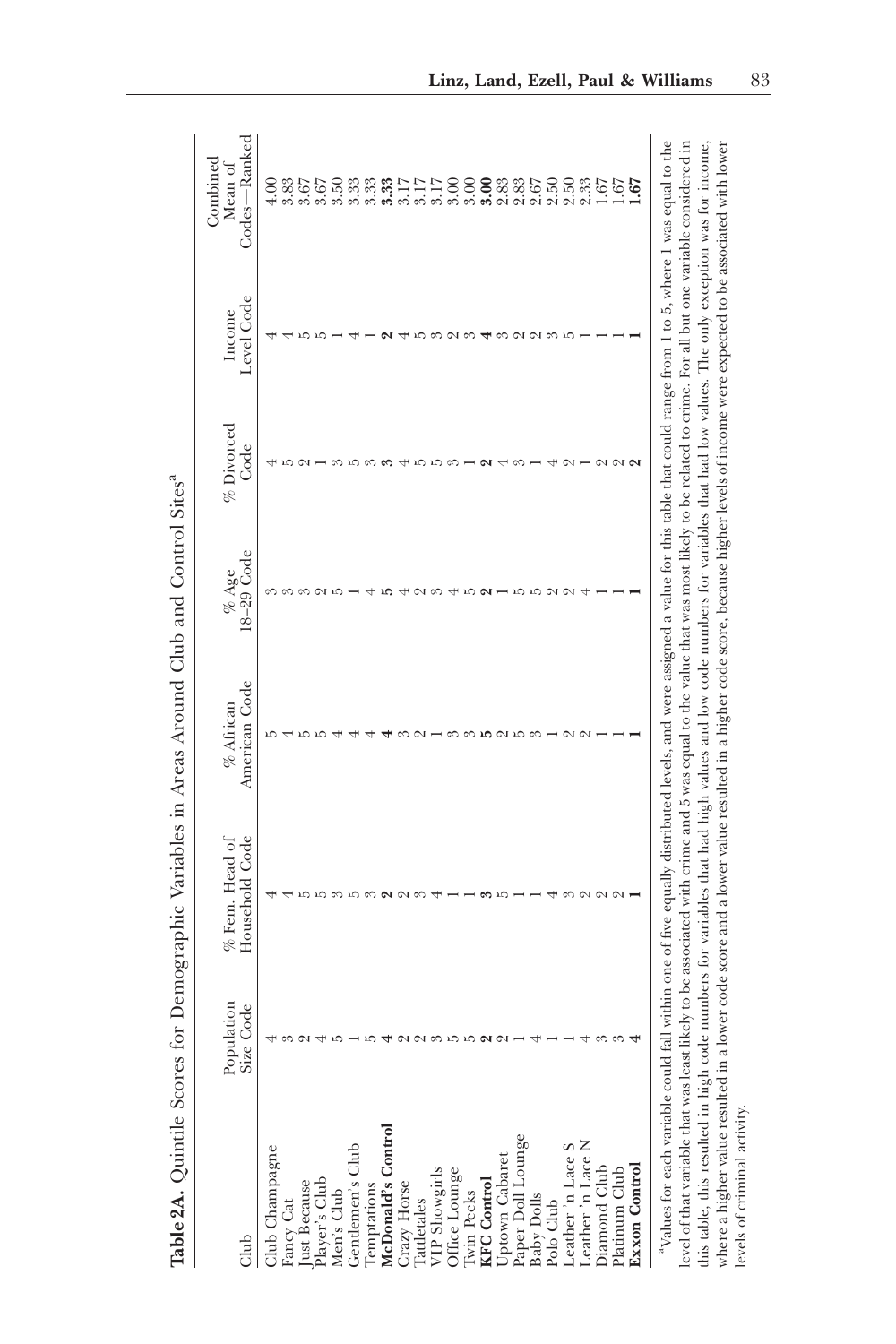**Table 2A.** Quintile Scores for Demographic Variables in Areas Around Club and Control Sites[a]

| Club | Population Size Code | % Fem. Head of Household Code | % African American Code | % Age 18–29 Code | % Divorced Code | Income Level Code | Combined Mean of Codes—Ranked |
|---|---|---|---|---|---|---|---|
| Club Champagne | 4 | 4 | 5 | 3 | 4 | 4 | 4.00 |
| Fancy Cat | 3 | 4 | 4 | 3 | 5 | 4 | 3.83 |
| Just Because | 2 | 5 | 5 | 3 | 2 | 5 | 3.67 |
| Player's Club | 4 | 5 | 5 | 2 | 1 | 5 | 3.67 |
| Men's Club | 5 | 3 | 4 | 5 | 3 | 1 | 3.50 |
| Gentlemen's Club | 1 | 5 | 4 | 1 | 5 | 4 | 3.33 |
| Temptations | 5 | 3 | 4 | 4 | 3 | 1 | 3.33 |
| **McDonald's Control** | **4** | **2** | **4** | **5** | **3** | **2** | **3.33** |
| Crazy Horse | 2 | 2 | 3 | 4 | 4 | 4 | 3.17 |
| Tattletales | 2 | 3 | 2 | 2 | 5 | 5 | 3.17 |
| VIP Showgirls | 3 | 4 | 1 | 3 | 5 | 3 | 3.17 |
| Office Lounge | 5 | 1 | 3 | 4 | 3 | 2 | 3.00 |
| Twin Peeks | 5 | 1 | 3 | 5 | 1 | 3 | 3.00 |
| **KFC Control** | **2** | **3** | **5** | **2** | **2** | **4** | **3.00** |
| Uptown Cabaret | 2 | 5 | 2 | 1 | 4 | 3 | 2.83 |
| Paper Doll Lounge | 1 | 1 | 5 | 5 | 3 | 2 | 2.83 |
| Baby Dolls | 4 | 1 | 3 | 5 | 1 | 2 | 2.67 |
| Polo Club | 1 | 4 | 1 | 2 | 4 | 3 | 2.50 |
| Leather 'n Lace S | 1 | 3 | 2 | 2 | 2 | 5 | 2.50 |
| Leather 'n Lace N | 4 | 2 | 2 | 4 | 1 | 1 | 2.33 |
| Diamond Club | 3 | 2 | 1 | 1 | 2 | 1 | 1.67 |
| Platinum Club | 3 | 2 | 1 | 1 | 2 | 1 | 1.67 |
| **Exxon Control** | **4** | **1** | **1** | **1** | **2** | **1** | **1.67** |

[a]Values for each variable could fall within one of five equally distributed levels, and were assigned a value for this table that could range from 1 to 5, where 1 was equal to the level of that variable that was least likely to be associated with crime and 5 was equal to the value that was most likely to be related to crime. For all but one variable considered in this table, this resulted in high code numbers for variables that had high values and low code numbers for variables that had low values. The only exception was for income, where a higher value resulted in a lower code score and a lower value resulted in a higher code score, because higher levels of income were expected to be associated with lower levels of criminal activity.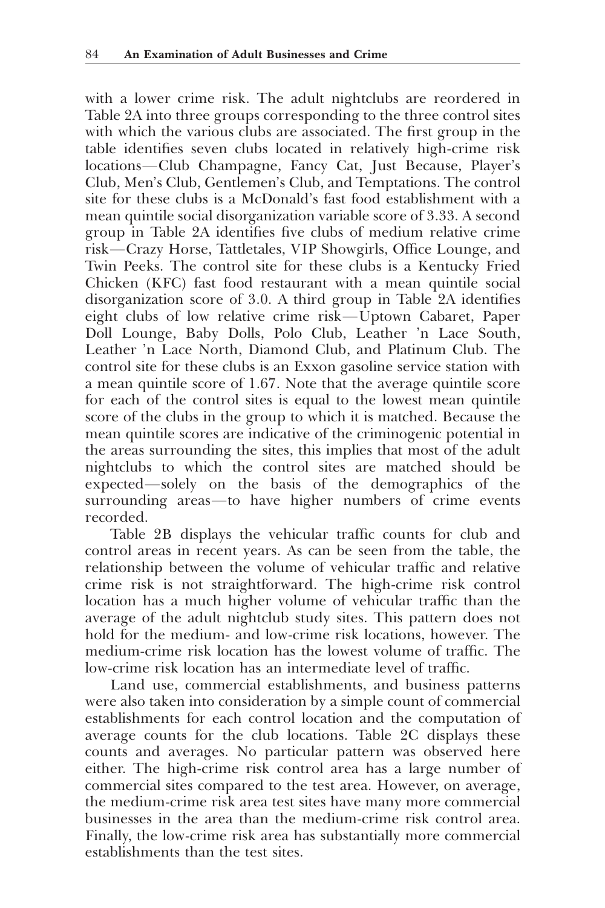with a lower crime risk. The adult nightclubs are reordered in Table 2A into three groups corresponding to the three control sites with which the various clubs are associated. The first group in the table identifies seven clubs located in relatively high-crime risk locations—Club Champagne, Fancy Cat, Just Because, Player's Club, Men's Club, Gentlemen's Club, and Temptations. The control site for these clubs is a McDonald's fast food establishment with a mean quintile social disorganization variable score of 3.33. A second group in Table 2A identifies five clubs of medium relative crime risk—Crazy Horse, Tattletales, VIP Showgirls, Office Lounge, and Twin Peeks. The control site for these clubs is a Kentucky Fried Chicken (KFC) fast food restaurant with a mean quintile social disorganization score of 3.0. A third group in Table 2A identifies eight clubs of low relative crime risk—Uptown Cabaret, Paper Doll Lounge, Baby Dolls, Polo Club, Leather 'n Lace South, Leather 'n Lace North, Diamond Club, and Platinum Club. The control site for these clubs is an Exxon gasoline service station with a mean quintile score of 1.67. Note that the average quintile score for each of the control sites is equal to the lowest mean quintile score of the clubs in the group to which it is matched. Because the mean quintile scores are indicative of the criminogenic potential in the areas surrounding the sites, this implies that most of the adult nightclubs to which the control sites are matched should be expected—solely on the basis of the demographics of the surrounding areas—to have higher numbers of crime events recorded.

Table 2B displays the vehicular traffic counts for club and control areas in recent years. As can be seen from the table, the relationship between the volume of vehicular traffic and relative crime risk is not straightforward. The high-crime risk control location has a much higher volume of vehicular traffic than the average of the adult nightclub study sites. This pattern does not hold for the medium- and low-crime risk locations, however. The medium-crime risk location has the lowest volume of traffic. The low-crime risk location has an intermediate level of traffic.

Land use, commercial establishments, and business patterns were also taken into consideration by a simple count of commercial establishments for each control location and the computation of average counts for the club locations. Table 2C displays these counts and averages. No particular pattern was observed here either. The high-crime risk control area has a large number of commercial sites compared to the test area. However, on average, the medium-crime risk area test sites have many more commercial businesses in the area than the medium-crime risk control area. Finally, the low-crime risk area has substantially more commercial establishments than the test sites.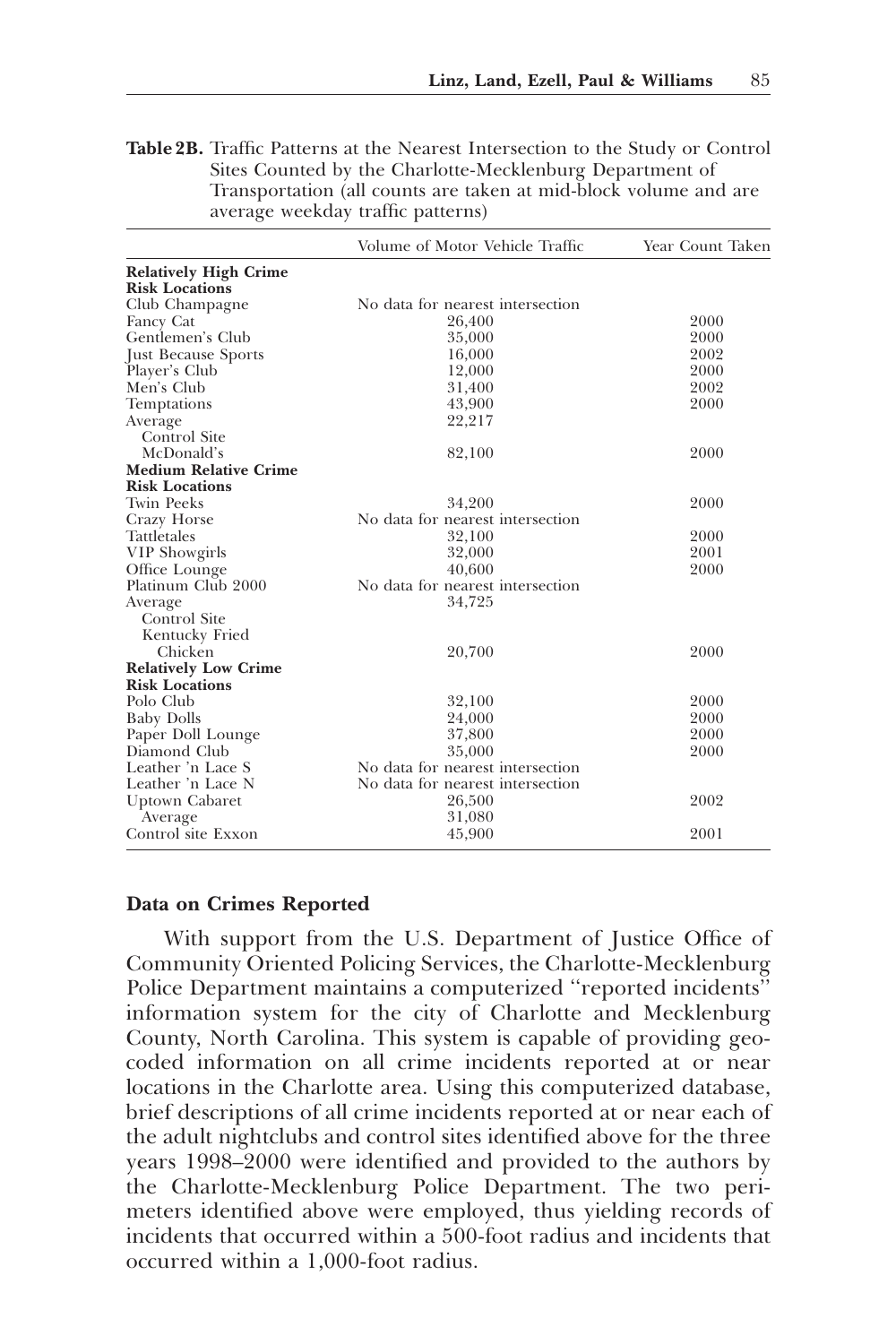**Table 2B.** Traffic Patterns at the Nearest Intersection to the Study or Control Sites Counted by the Charlotte-Mecklenburg Department of Transportation (all counts are taken at mid-block volume and are average weekday traffic patterns)

| | Volume of Motor Vehicle Traffic | Year Count Taken |
|---|---|---|
| **Relatively High Crime Risk Locations** | | |
| Club Champagne | No data for nearest intersection | |
| Fancy Cat | 26,400 | 2000 |
| Gentlemen's Club | 35,000 | 2000 |
| Just Because Sports | 16,000 | 2002 |
| Player's Club | 12,000 | 2000 |
| Men's Club | 31,400 | 2002 |
| Temptations | 43,900 | 2000 |
| Average | 22,217 | |
| Control Site McDonald's | 82,100 | 2000 |
| **Medium Relative Crime Risk Locations** | | |
| Twin Peeks | 34,200 | 2000 |
| Crazy Horse | No data for nearest intersection | |
| Tattletales | 32,100 | 2000 |
| VIP Showgirls | 32,000 | 2001 |
| Office Lounge | 40,600 | 2000 |
| Platinum Club 2000 | No data for nearest intersection | |
| Average | 34,725 | |
| Control Site Kentucky Fried Chicken | 20,700 | 2000 |
| **Relatively Low Crime Risk Locations** | | |
| Polo Club | 32,100 | 2000 |
| Baby Dolls | 24,000 | 2000 |
| Paper Doll Lounge | 37,800 | 2000 |
| Diamond Club | 35,000 | 2000 |
| Leather 'n Lace S | No data for nearest intersection | |
| Leather 'n Lace N | No data for nearest intersection | |
| Uptown Cabaret | 26,500 | 2002 |
| Average | 31,080 | |
| Control site Exxon | 45,900 | 2001 |

### Data on Crimes Reported

With support from the U.S. Department of Justice Office of Community Oriented Policing Services, the Charlotte-Mecklenburg Police Department maintains a computerized "reported incidents" information system for the city of Charlotte and Mecklenburg County, North Carolina. This system is capable of providing geo-coded information on all crime incidents reported at or near locations in the Charlotte area. Using this computerized database, brief descriptions of all crime incidents reported at or near each of the adult nightclubs and control sites identified above for the three years 1998–2000 were identified and provided to the authors by the Charlotte-Mecklenburg Police Department. The two perimeters identified above were employed, thus yielding records of incidents that occurred within a 500-foot radius and incidents that occurred within a 1,000-foot radius.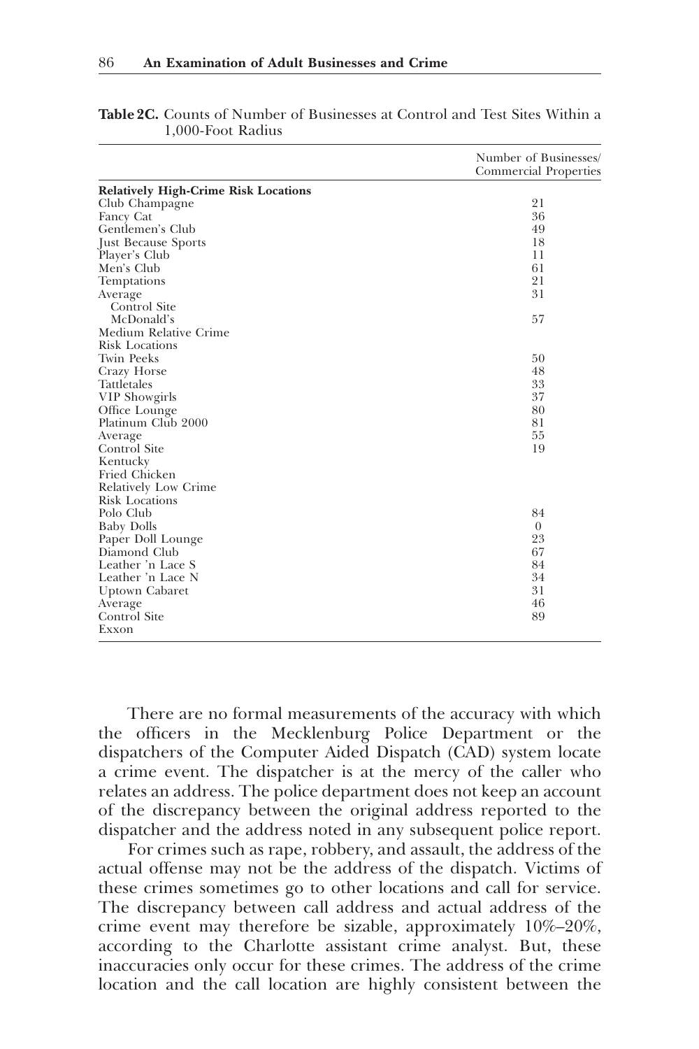**Table 2C.** Counts of Number of Businesses at Control and Test Sites Within a 1,000-Foot Radius

| | Number of Businesses/ Commercial Properties |
|---|---|
| **Relatively High-Crime Risk Locations** | |
| Club Champagne | 21 |
| Fancy Cat | 36 |
| Gentlemen's Club | 49 |
| Just Because Sports | 18 |
| Player's Club | 11 |
| Men's Club | 61 |
| Temptations | 21 |
| Average | 31 |
| Control Site McDonald's | 57 |
| Medium Relative Crime Risk Locations | |
| Twin Peeks | 50 |
| Crazy Horse | 48 |
| Tattletales | 33 |
| VIP Showgirls | 37 |
| Office Lounge | 80 |
| Platinum Club 2000 | 81 |
| Average | 55 |
| Control Site Kentucky Fried Chicken | 19 |
| Relatively Low Crime Risk Locations | |
| Polo Club | 84 |
| Baby Dolls | 0 |
| Paper Doll Lounge | 23 |
| Diamond Club | 67 |
| Leather 'n Lace S | 84 |
| Leather 'n Lace N | 34 |
| Uptown Cabaret | 31 |
| Average | 46 |
| Control Site Exxon | 89 |

There are no formal measurements of the accuracy with which the officers in the Mecklenburg Police Department or the dispatchers of the Computer Aided Dispatch (CAD) system locate a crime event. The dispatcher is at the mercy of the caller who relates an address. The police department does not keep an account of the discrepancy between the original address reported to the dispatcher and the address noted in any subsequent police report.

For crimes such as rape, robbery, and assault, the address of the actual offense may not be the address of the dispatch. Victims of these crimes sometimes go to other locations and call for service. The discrepancy between call address and actual address of the crime event may therefore be sizable, approximately 10%–20%, according to the Charlotte assistant crime analyst. But, these inaccuracies only occur for these crimes. The address of the crime location and the call location are highly consistent between the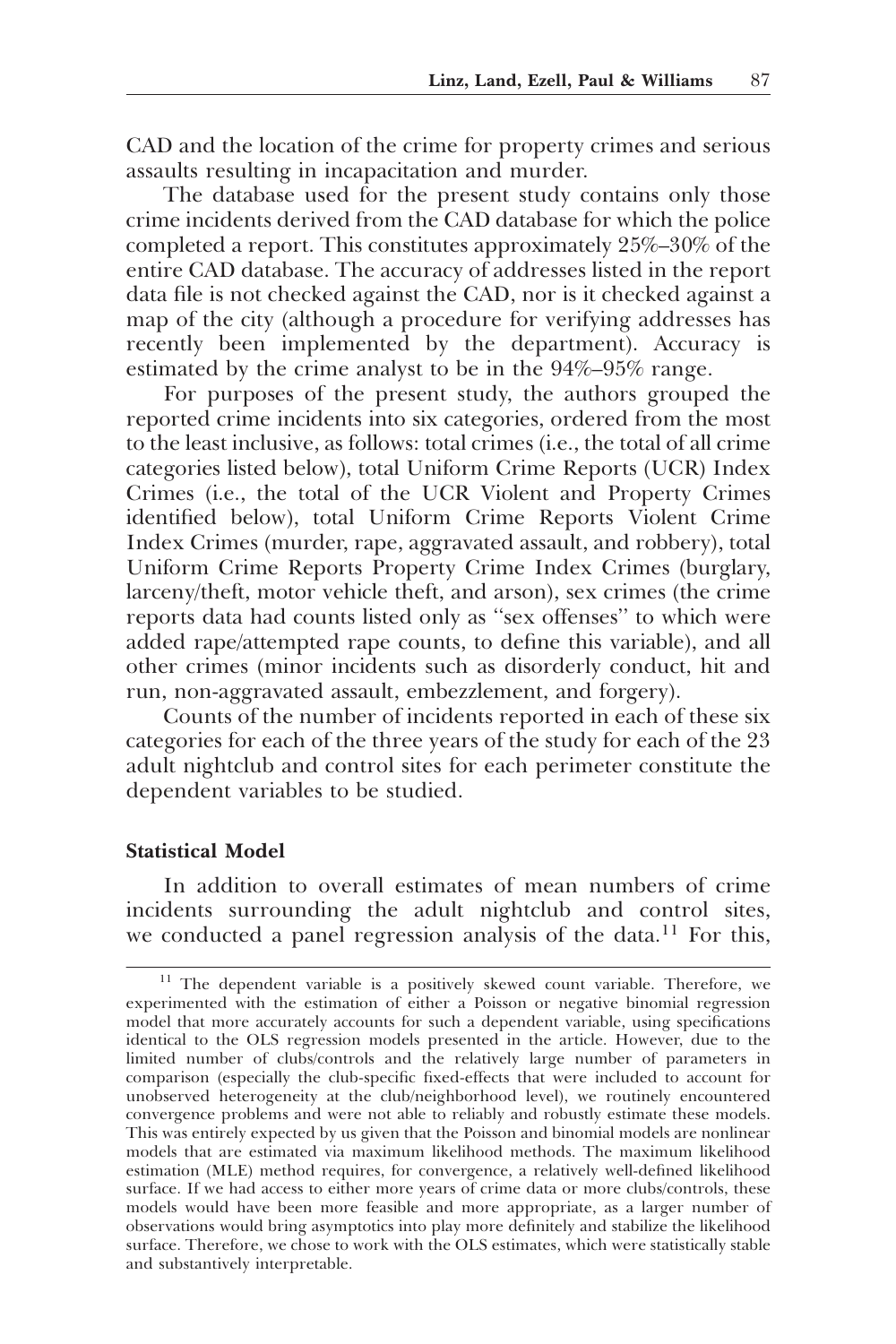CAD and the location of the crime for property crimes and serious assaults resulting in incapacitation and murder.

The database used for the present study contains only those crime incidents derived from the CAD database for which the police completed a report. This constitutes approximately 25%–30% of the entire CAD database. The accuracy of addresses listed in the report data file is not checked against the CAD, nor is it checked against a map of the city (although a procedure for verifying addresses has recently been implemented by the department). Accuracy is estimated by the crime analyst to be in the 94%–95% range.

For purposes of the present study, the authors grouped the reported crime incidents into six categories, ordered from the most to the least inclusive, as follows: total crimes (i.e., the total of all crime categories listed below), total Uniform Crime Reports (UCR) Index Crimes (i.e., the total of the UCR Violent and Property Crimes identified below), total Uniform Crime Reports Violent Crime Index Crimes (murder, rape, aggravated assault, and robbery), total Uniform Crime Reports Property Crime Index Crimes (burglary, larceny/theft, motor vehicle theft, and arson), sex crimes (the crime reports data had counts listed only as "sex offenses" to which were added rape/attempted rape counts, to define this variable), and all other crimes (minor incidents such as disorderly conduct, hit and run, non-aggravated assault, embezzlement, and forgery).

Counts of the number of incidents reported in each of these six categories for each of the three years of the study for each of the 23 adult nightclub and control sites for each perimeter constitute the dependent variables to be studied.

### Statistical Model

In addition to overall estimates of mean numbers of crime incidents surrounding the adult nightclub and control sites, we conducted a panel regression analysis of the data.[11] For this,

---

[11] The dependent variable is a positively skewed count variable. Therefore, we experimented with the estimation of either a Poisson or negative binomial regression model that more accurately accounts for such a dependent variable, using specifications identical to the OLS regression models presented in the article. However, due to the limited number of clubs/controls and the relatively large number of parameters in comparison (especially the club-specific fixed-effects that were included to account for unobserved heterogeneity at the club/neighborhood level), we routinely encountered convergence problems and were not able to reliably and robustly estimate these models. This was entirely expected by us given that the Poisson and binomial models are nonlinear models that are estimated via maximum likelihood methods. The maximum likelihood estimation (MLE) method requires, for convergence, a relatively well-defined likelihood surface. If we had access to either more years of crime data or more clubs/controls, these models would have been more feasible and more appropriate, as a larger number of observations would bring asymptotics into play more definitely and stabilize the likelihood surface. Therefore, we chose to work with the OLS estimates, which were statistically stable and substantively interpretable.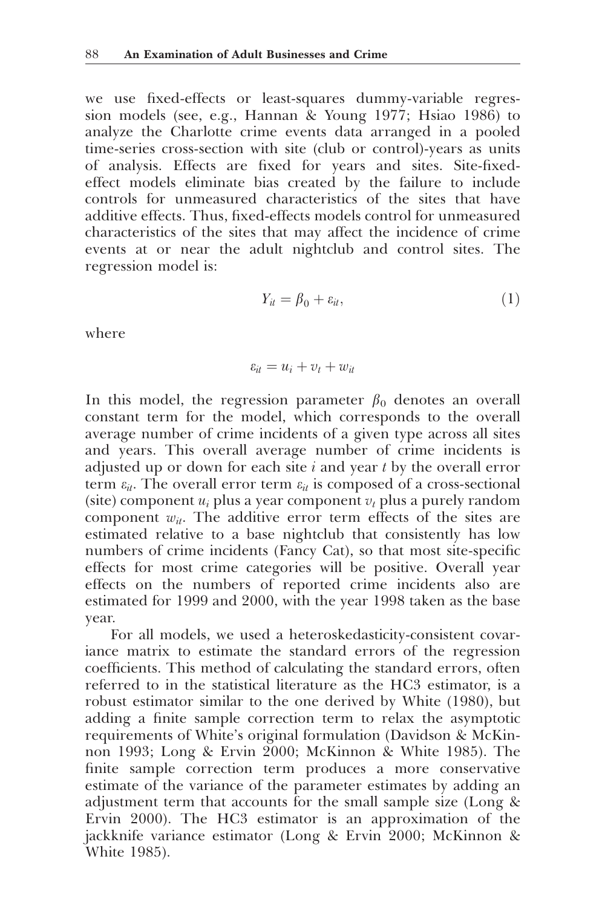we use fixed-effects or least-squares dummy-variable regression models (see, e.g., Hannan & Young 1977; Hsiao 1986) to analyze the Charlotte crime events data arranged in a pooled time-series cross-section with site (club or control)-years as units of analysis. Effects are fixed for years and sites. Site-fixed-effect models eliminate bias created by the failure to include controls for unmeasured characteristics of the sites that have additive effects. Thus, fixed-effects models control for unmeasured characteristics of the sites that may affect the incidence of crime events at or near the adult nightclub and control sites. The regression model is:

$$Y_{it} = \beta_0 + \varepsilon_{it}, \tag{1}$$

where

$$\varepsilon_{it} = u_i + v_t + w_{it}$$

In this model, the regression parameter $\beta_0$ denotes an overall constant term for the model, which corresponds to the overall average number of crime incidents of a given type across all sites and years. This overall average number of crime incidents is adjusted up or down for each site $i$ and year $t$ by the overall error term $\varepsilon_{it}$. The overall error term $\varepsilon_{it}$ is composed of a cross-sectional (site) component $u_i$ plus a year component $v_t$ plus a purely random component $w_{it}$. The additive error term effects of the sites are estimated relative to a base nightclub that consistently has low numbers of crime incidents (Fancy Cat), so that most site-specific effects for most crime categories will be positive. Overall year effects on the numbers of reported crime incidents also are estimated for 1999 and 2000, with the year 1998 taken as the base year.

For all models, we used a heteroskedasticity-consistent covariance matrix to estimate the standard errors of the regression coefficients. This method of calculating the standard errors, often referred to in the statistical literature as the HC3 estimator, is a robust estimator similar to the one derived by White (1980), but adding a finite sample correction term to relax the asymptotic requirements of White's original formulation (Davidson & McKinnon 1993; Long & Ervin 2000; McKinnon & White 1985). The finite sample correction term produces a more conservative estimate of the variance of the parameter estimates by adding an adjustment term that accounts for the small sample size (Long & Ervin 2000). The HC3 estimator is an approximation of the jackknife variance estimator (Long & Ervin 2000; McKinnon & White 1985).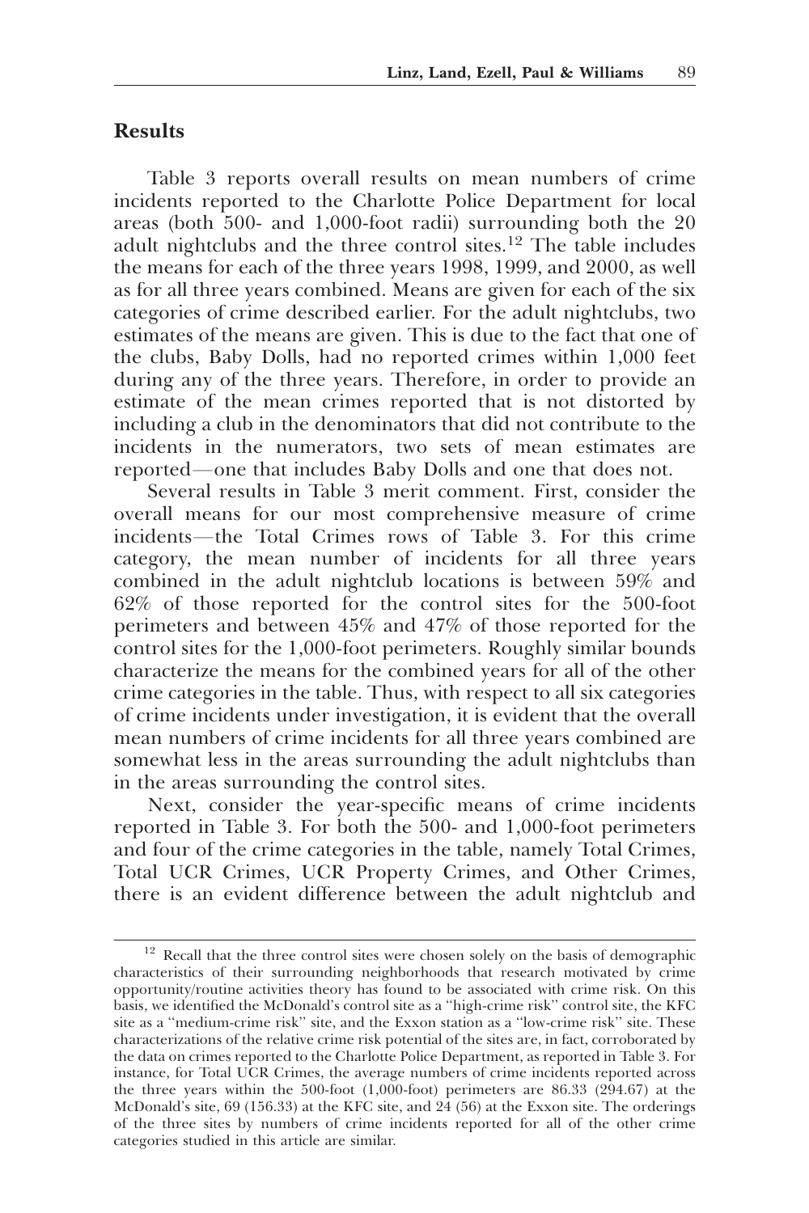## Results

Table 3 reports overall results on mean numbers of crime incidents reported to the Charlotte Police Department for local areas (both 500- and 1,000-foot radii) surrounding both the 20 adult nightclubs and the three control sites.[12] The table includes the means for each of the three years 1998, 1999, and 2000, as well as for all three years combined. Means are given for each of the six categories of crime described earlier. For the adult nightclubs, two estimates of the means are given. This is due to the fact that one of the clubs, Baby Dolls, had no reported crimes within 1,000 feet during any of the three years. Therefore, in order to provide an estimate of the mean crimes reported that is not distorted by including a club in the denominators that did not contribute to the incidents in the numerators, two sets of mean estimates are reported—one that includes Baby Dolls and one that does not.

Several results in Table 3 merit comment. First, consider the overall means for our most comprehensive measure of crime incidents—the Total Crimes rows of Table 3. For this crime category, the mean number of incidents for all three years combined in the adult nightclub locations is between 59% and 62% of those reported for the control sites for the 500-foot perimeters and between 45% and 47% of those reported for the control sites for the 1,000-foot perimeters. Roughly similar bounds characterize the means for the combined years for all of the other crime categories in the table. Thus, with respect to all six categories of crime incidents under investigation, it is evident that the overall mean numbers of crime incidents for all three years combined are somewhat less in the areas surrounding the adult nightclubs than in the areas surrounding the control sites.

Next, consider the year-specific means of crime incidents reported in Table 3. For both the 500- and 1,000-foot perimeters and four of the crime categories in the table, namely Total Crimes, Total UCR Crimes, UCR Property Crimes, and Other Crimes, there is an evident difference between the adult nightclub and

[12] Recall that the three control sites were chosen solely on the basis of demographic characteristics of their surrounding neighborhoods that research motivated by crime opportunity/routine activities theory has found to be associated with crime risk. On this basis, we identified the McDonald's control site as a "high-crime risk" control site, the KFC site as a "medium-crime risk" site, and the Exxon station as a "low-crime risk" site. These characterizations of the relative crime risk potential of the sites are, in fact, corroborated by the data on crimes reported to the Charlotte Police Department, as reported in Table 3. For instance, for Total UCR Crimes, the average numbers of crime incidents reported across the three years within the 500-foot (1,000-foot) perimeters are 86.33 (294.67) at the McDonald's site, 69 (156.33) at the KFC site, and 24 (56) at the Exxon site. The orderings of the three sites by numbers of crime incidents reported for all of the other crime categories studied in this article are similar.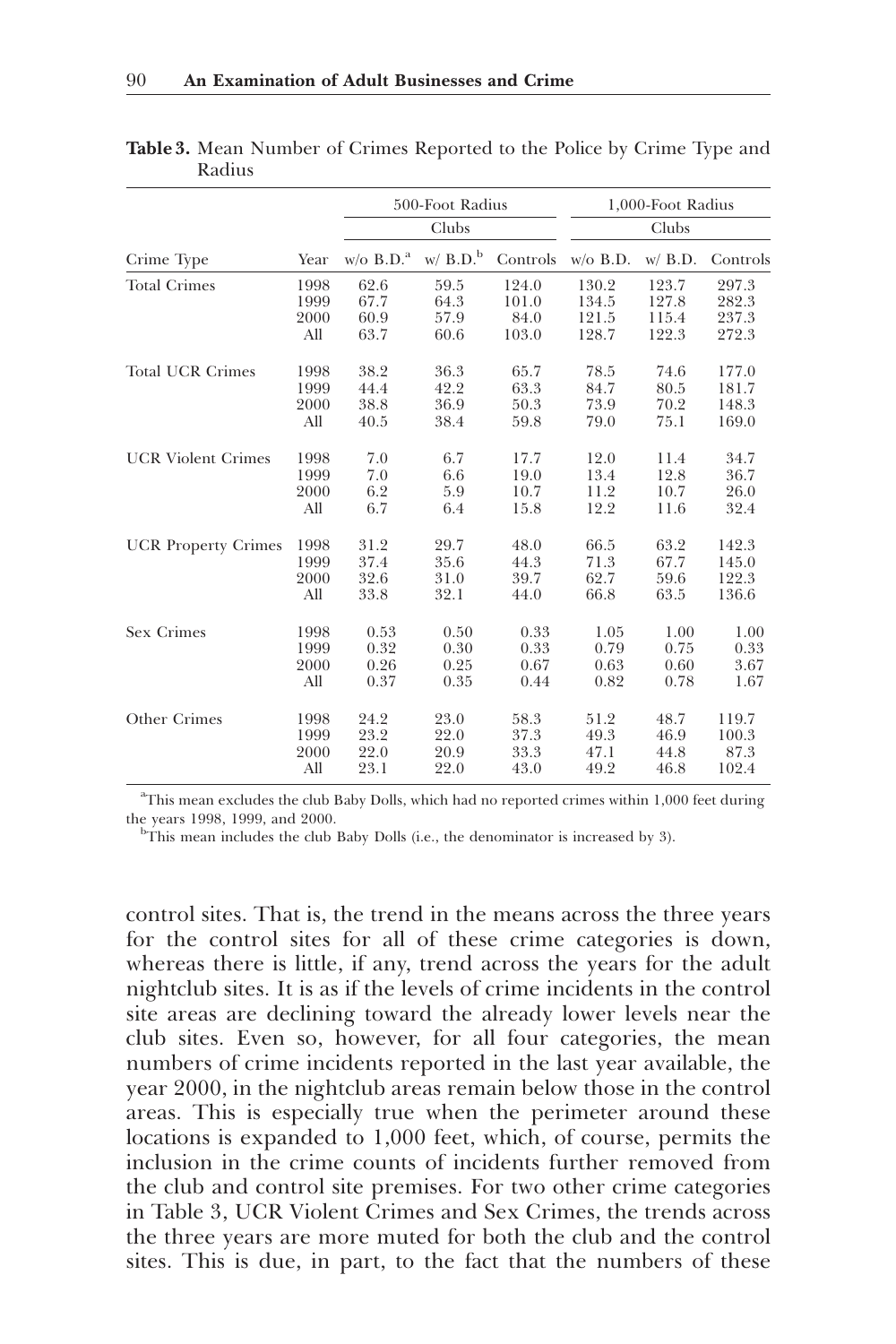**Table 3.** Mean Number of Crimes Reported to the Police by Crime Type and Radius

| | | 500-Foot Radius | | | 1,000-Foot Radius | | |
|---|---|---|---|---|---|---|---|
| | | Clubs | | | Clubs | | |
| Crime Type | Year | w/o B.D.[a] | w/ B.D.[b] | Controls | w/o B.D. | w/ B.D. | Controls |
| Total Crimes | 1998 | 62.6 | 59.5 | 124.0 | 130.2 | 123.7 | 297.3 |
| | 1999 | 67.7 | 64.3 | 101.0 | 134.5 | 127.8 | 282.3 |
| | 2000 | 60.9 | 57.9 | 84.0 | 121.5 | 115.4 | 237.3 |
| | All | 63.7 | 60.6 | 103.0 | 128.7 | 122.3 | 272.3 |
| Total UCR Crimes | 1998 | 38.2 | 36.3 | 65.7 | 78.5 | 74.6 | 177.0 |
| | 1999 | 44.4 | 42.2 | 63.3 | 84.7 | 80.5 | 181.7 |
| | 2000 | 38.8 | 36.9 | 50.3 | 73.9 | 70.2 | 148.3 |
| | All | 40.5 | 38.4 | 59.8 | 79.0 | 75.1 | 169.0 |
| UCR Violent Crimes | 1998 | 7.0 | 6.7 | 17.7 | 12.0 | 11.4 | 34.7 |
| | 1999 | 7.0 | 6.6 | 19.0 | 13.4 | 12.8 | 36.7 |
| | 2000 | 6.2 | 5.9 | 10.7 | 11.2 | 10.7 | 26.0 |
| | All | 6.7 | 6.4 | 15.8 | 12.2 | 11.6 | 32.4 |
| UCR Property Crimes | 1998 | 31.2 | 29.7 | 48.0 | 66.5 | 63.2 | 142.3 |
| | 1999 | 37.4 | 35.6 | 44.3 | 71.3 | 67.7 | 145.0 |
| | 2000 | 32.6 | 31.0 | 39.7 | 62.7 | 59.6 | 122.3 |
| | All | 33.8 | 32.1 | 44.0 | 66.8 | 63.5 | 136.6 |
| Sex Crimes | 1998 | 0.53 | 0.50 | 0.33 | 1.05 | 1.00 | 1.00 |
| | 1999 | 0.32 | 0.30 | 0.33 | 0.79 | 0.75 | 0.33 |
| | 2000 | 0.26 | 0.25 | 0.67 | 0.63 | 0.60 | 3.67 |
| | All | 0.37 | 0.35 | 0.44 | 0.82 | 0.78 | 1.67 |
| Other Crimes | 1998 | 24.2 | 23.0 | 58.3 | 51.2 | 48.7 | 119.7 |
| | 1999 | 23.2 | 22.0 | 37.3 | 49.3 | 46.9 | 100.3 |
| | 2000 | 22.0 | 20.9 | 33.3 | 47.1 | 44.8 | 87.3 |
| | All | 23.1 | 22.0 | 43.0 | 49.2 | 46.8 | 102.4 |

[a]This mean excludes the club Baby Dolls, which had no reported crimes within 1,000 feet during the years 1998, 1999, and 2000.

[b]This mean includes the club Baby Dolls (i.e., the denominator is increased by 3).

control sites. That is, the trend in the means across the three years for the control sites for all of these crime categories is down, whereas there is little, if any, trend across the years for the adult nightclub sites. It is as if the levels of crime incidents in the control site areas are declining toward the already lower levels near the club sites. Even so, however, for all four categories, the mean numbers of crime incidents reported in the last year available, the year 2000, in the nightclub areas remain below those in the control areas. This is especially true when the perimeter around these locations is expanded to 1,000 feet, which, of course, permits the inclusion in the crime counts of incidents further removed from the club and control site premises. For two other crime categories in Table 3, UCR Violent Crimes and Sex Crimes, the trends across the three years are more muted for both the club and the control sites. This is due, in part, to the fact that the numbers of these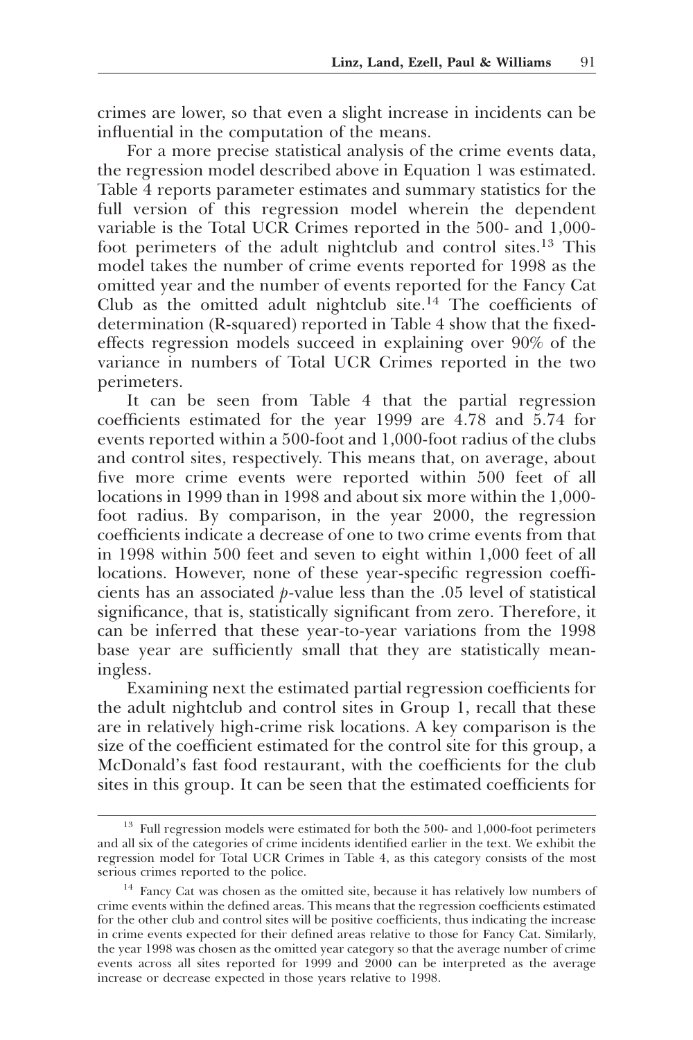crimes are lower, so that even a slight increase in incidents can be influential in the computation of the means.

For a more precise statistical analysis of the crime events data, the regression model described above in Equation 1 was estimated. Table 4 reports parameter estimates and summary statistics for the full version of this regression model wherein the dependent variable is the Total UCR Crimes reported in the 500- and 1,000-foot perimeters of the adult nightclub and control sites.[13] This model takes the number of crime events reported for 1998 as the omitted year and the number of events reported for the Fancy Cat Club as the omitted adult nightclub site.[14] The coefficients of determination (R-squared) reported in Table 4 show that the fixed-effects regression models succeed in explaining over 90% of the variance in numbers of Total UCR Crimes reported in the two perimeters.

It can be seen from Table 4 that the partial regression coefficients estimated for the year 1999 are 4.78 and 5.74 for events reported within a 500-foot and 1,000-foot radius of the clubs and control sites, respectively. This means that, on average, about five more crime events were reported within 500 feet of all locations in 1999 than in 1998 and about six more within the 1,000-foot radius. By comparison, in the year 2000, the regression coefficients indicate a decrease of one to two crime events from that in 1998 within 500 feet and seven to eight within 1,000 feet of all locations. However, none of these year-specific regression coefficients has an associated $p$-value less than the .05 level of statistical significance, that is, statistically significant from zero. Therefore, it can be inferred that these year-to-year variations from the 1998 base year are sufficiently small that they are statistically meaningless.

Examining next the estimated partial regression coefficients for the adult nightclub and control sites in Group 1, recall that these are in relatively high-crime risk locations. A key comparison is the size of the coefficient estimated for the control site for this group, a McDonald's fast food restaurant, with the coefficients for the club sites in this group. It can be seen that the estimated coefficients for

[13] Full regression models were estimated for both the 500- and 1,000-foot perimeters and all six of the categories of crime incidents identified earlier in the text. We exhibit the regression model for Total UCR Crimes in Table 4, as this category consists of the most serious crimes reported to the police.

[14] Fancy Cat was chosen as the omitted site, because it has relatively low numbers of crime events within the defined areas. This means that the regression coefficients estimated for the other club and control sites will be positive coefficients, thus indicating the increase in crime events expected for their defined areas relative to those for Fancy Cat. Similarly, the year 1998 was chosen as the omitted year category so that the average number of crime events across all sites reported for 1999 and 2000 can be interpreted as the average increase or decrease expected in those years relative to 1998.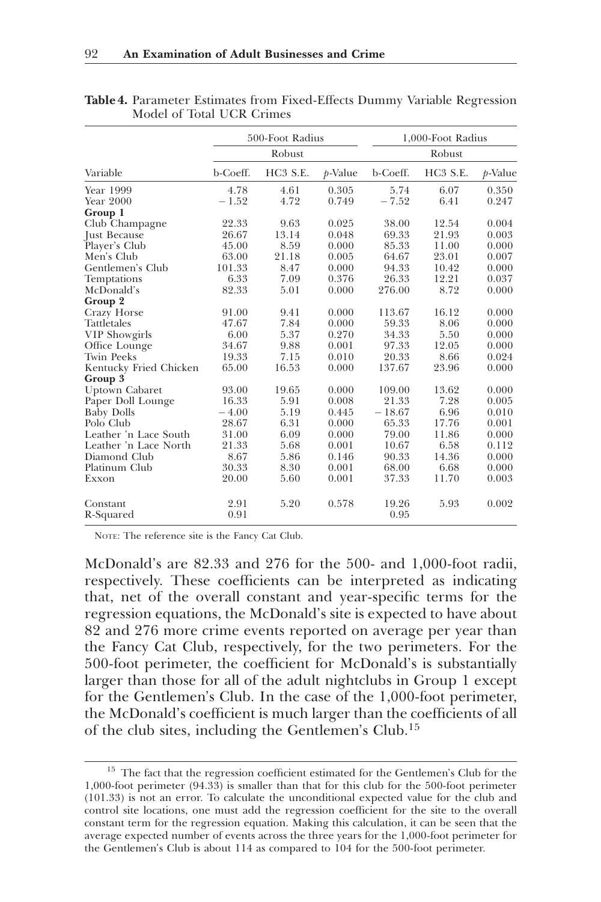**Table 4.** Parameter Estimates from Fixed-Effects Dummy Variable Regression Model of Total UCR Crimes

| | 500-Foot Radius | | | 1,000-Foot Radius | | |
|---|---|---|---|---|---|---|
| | | Robust | | | Robust | |
| Variable | b-Coeff. | HC3 S.E. | *p*-Value | b-Coeff. | HC3 S.E. | *p*-Value |
| Year 1999 | 4.78 | 4.61 | 0.305 | 5.74 | 6.07 | 0.350 |
| Year 2000 | −1.52 | 4.72 | 0.749 | −7.52 | 6.41 | 0.247 |
| **Group 1** | | | | | | |
| Club Champagne | 22.33 | 9.63 | 0.025 | 38.00 | 12.54 | 0.004 |
| Just Because | 26.67 | 13.14 | 0.048 | 69.33 | 21.93 | 0.003 |
| Player's Club | 45.00 | 8.59 | 0.000 | 85.33 | 11.00 | 0.000 |
| Men's Club | 63.00 | 21.18 | 0.005 | 64.67 | 23.01 | 0.007 |
| Gentlemen's Club | 101.33 | 8.47 | 0.000 | 94.33 | 10.42 | 0.000 |
| Temptations | 6.33 | 7.09 | 0.376 | 26.33 | 12.21 | 0.037 |
| McDonald's | 82.33 | 5.01 | 0.000 | 276.00 | 8.72 | 0.000 |
| **Group 2** | | | | | | |
| Crazy Horse | 91.00 | 9.41 | 0.000 | 113.67 | 16.12 | 0.000 |
| Tattletales | 47.67 | 7.84 | 0.000 | 59.33 | 8.06 | 0.000 |
| VIP Showgirls | 6.00 | 5.37 | 0.270 | 34.33 | 5.50 | 0.000 |
| Office Lounge | 34.67 | 9.88 | 0.001 | 97.33 | 12.05 | 0.000 |
| Twin Peeks | 19.33 | 7.15 | 0.010 | 20.33 | 8.66 | 0.024 |
| Kentucky Fried Chicken | 65.00 | 16.53 | 0.000 | 137.67 | 23.96 | 0.000 |
| **Group 3** | | | | | | |
| Uptown Cabaret | 93.00 | 19.65 | 0.000 | 109.00 | 13.62 | 0.000 |
| Paper Doll Lounge | 16.33 | 5.91 | 0.008 | 21.33 | 7.28 | 0.005 |
| Baby Dolls | −4.00 | 5.19 | 0.445 | −18.67 | 6.96 | 0.010 |
| Polo Club | 28.67 | 6.31 | 0.000 | 65.33 | 17.76 | 0.001 |
| Leather 'n Lace South | 31.00 | 6.09 | 0.000 | 79.00 | 11.86 | 0.000 |
| Leather 'n Lace North | 21.33 | 5.68 | 0.001 | 10.67 | 6.58 | 0.112 |
| Diamond Club | 8.67 | 5.86 | 0.146 | 90.33 | 14.36 | 0.000 |
| Platinum Club | 30.33 | 8.30 | 0.001 | 68.00 | 6.68 | 0.000 |
| Exxon | 20.00 | 5.60 | 0.001 | 37.33 | 11.70 | 0.003 |
| Constant | 2.91 | 5.20 | 0.578 | 19.26 | 5.93 | 0.002 |
| R-Squared | 0.91 | | | 0.95 | | |

NOTE: The reference site is the Fancy Cat Club.

McDonald's are 82.33 and 276 for the 500- and 1,000-foot radii, respectively. These coefficients can be interpreted as indicating that, net of the overall constant and year-specific terms for the regression equations, the McDonald's site is expected to have about 82 and 276 more crime events reported on average per year than the Fancy Cat Club, respectively, for the two perimeters. For the 500-foot perimeter, the coefficient for McDonald's is substantially larger than those for all of the adult nightclubs in Group 1 except for the Gentlemen's Club. In the case of the 1,000-foot perimeter, the McDonald's coefficient is much larger than the coefficients of all of the club sites, including the Gentlemen's Club.[15]

[15] The fact that the regression coefficient estimated for the Gentlemen's Club for the 1,000-foot perimeter (94.33) is smaller than that for this club for the 500-foot perimeter (101.33) is not an error. To calculate the unconditional expected value for the club and control site locations, one must add the regression coefficient for the site to the overall constant term for the regression equation. Making this calculation, it can be seen that the average expected number of events across the three years for the 1,000-foot perimeter for the Gentlemen's Club is about 114 as compared to 104 for the 500-foot perimeter.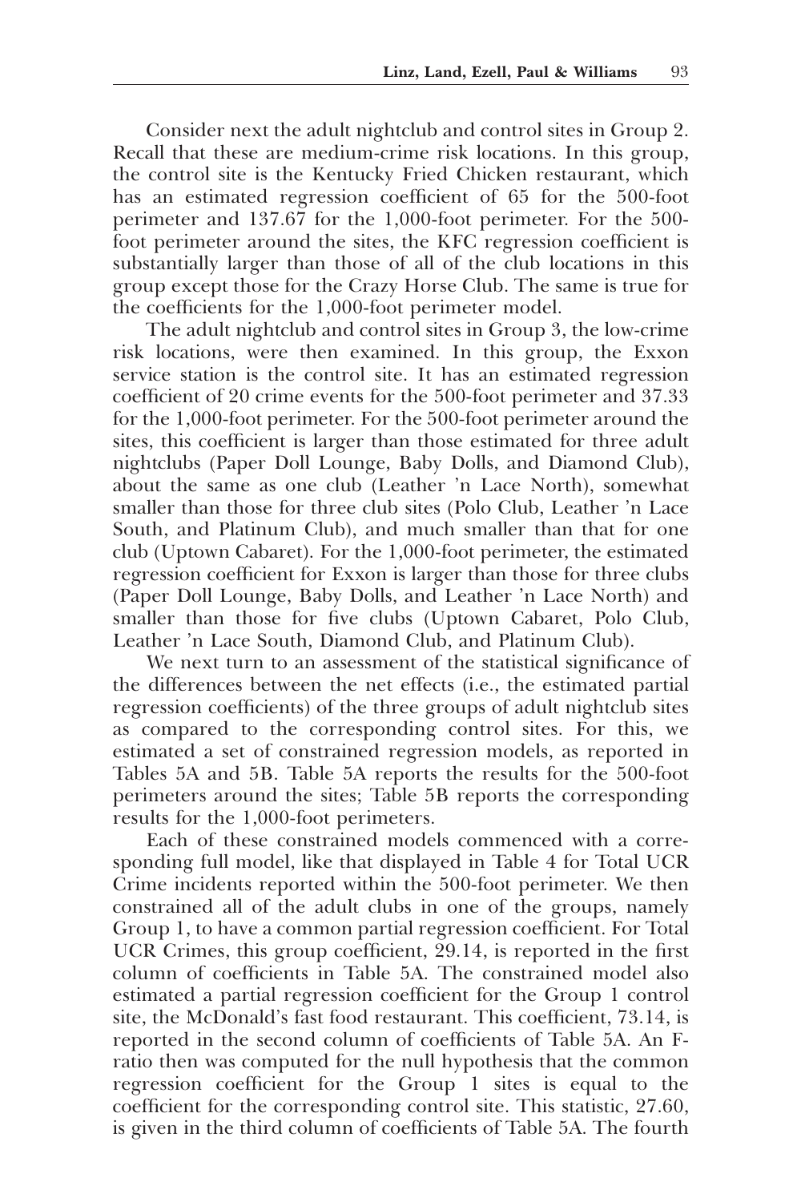Consider next the adult nightclub and control sites in Group 2. Recall that these are medium-crime risk locations. In this group, the control site is the Kentucky Fried Chicken restaurant, which has an estimated regression coefficient of 65 for the 500-foot perimeter and 137.67 for the 1,000-foot perimeter. For the 500-foot perimeter around the sites, the KFC regression coefficient is substantially larger than those of all of the club locations in this group except those for the Crazy Horse Club. The same is true for the coefficients for the 1,000-foot perimeter model.

The adult nightclub and control sites in Group 3, the low-crime risk locations, were then examined. In this group, the Exxon service station is the control site. It has an estimated regression coefficient of 20 crime events for the 500-foot perimeter and 37.33 for the 1,000-foot perimeter. For the 500-foot perimeter around the sites, this coefficient is larger than those estimated for three adult nightclubs (Paper Doll Lounge, Baby Dolls, and Diamond Club), about the same as one club (Leather 'n Lace North), somewhat smaller than those for three club sites (Polo Club, Leather 'n Lace South, and Platinum Club), and much smaller than that for one club (Uptown Cabaret). For the 1,000-foot perimeter, the estimated regression coefficient for Exxon is larger than those for three clubs (Paper Doll Lounge, Baby Dolls, and Leather 'n Lace North) and smaller than those for five clubs (Uptown Cabaret, Polo Club, Leather 'n Lace South, Diamond Club, and Platinum Club).

We next turn to an assessment of the statistical significance of the differences between the net effects (i.e., the estimated partial regression coefficients) of the three groups of adult nightclub sites as compared to the corresponding control sites. For this, we estimated a set of constrained regression models, as reported in Tables 5A and 5B. Table 5A reports the results for the 500-foot perimeters around the sites; Table 5B reports the corresponding results for the 1,000-foot perimeters.

Each of these constrained models commenced with a corresponding full model, like that displayed in Table 4 for Total UCR Crime incidents reported within the 500-foot perimeter. We then constrained all of the adult clubs in one of the groups, namely Group 1, to have a common partial regression coefficient. For Total UCR Crimes, this group coefficient, 29.14, is reported in the first column of coefficients in Table 5A. The constrained model also estimated a partial regression coefficient for the Group 1 control site, the McDonald's fast food restaurant. This coefficient, 73.14, is reported in the second column of coefficients of Table 5A. An F-ratio then was computed for the null hypothesis that the common regression coefficient for the Group 1 sites is equal to the coefficient for the corresponding control site. This statistic, 27.60, is given in the third column of coefficients of Table 5A. The fourth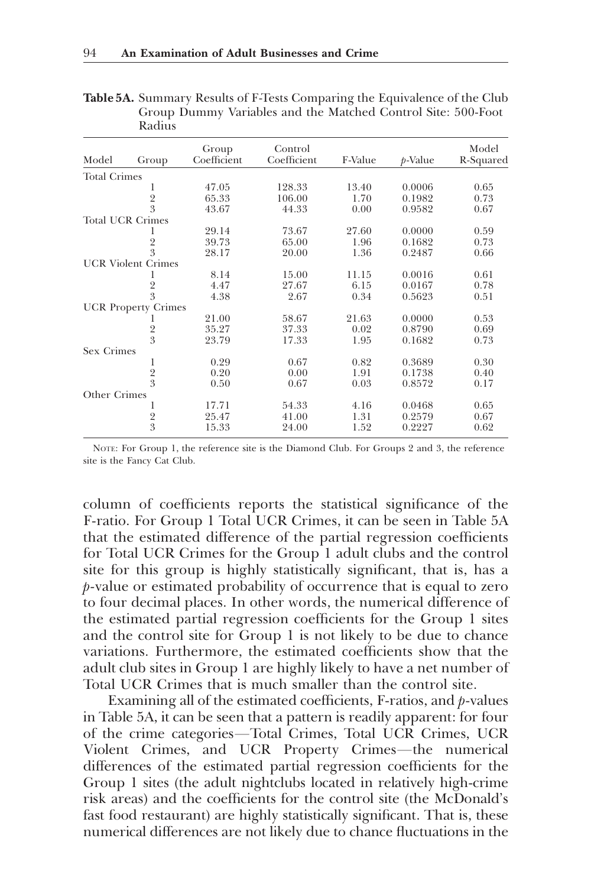**Table 5A.** Summary Results of F-Tests Comparing the Equivalence of the Club Group Dummy Variables and the Matched Control Site: 500-Foot Radius

| Model | Group | Group Coefficient | Control Coefficient | F-Value | *p*-Value | Model R-Squared |
|---|---|---|---|---|---|---|
| Total Crimes | | | | | | |
| | 1 | 47.05 | 128.33 | 13.40 | 0.0006 | 0.65 |
| | 2 | 65.33 | 106.00 | 1.70 | 0.1982 | 0.73 |
| | 3 | 43.67 | 44.33 | 0.00 | 0.9582 | 0.67 |
| Total UCR Crimes | | | | | | |
| | 1 | 29.14 | 73.67 | 27.60 | 0.0000 | 0.59 |
| | 2 | 39.73 | 65.00 | 1.96 | 0.1682 | 0.73 |
| | 3 | 28.17 | 20.00 | 1.36 | 0.2487 | 0.66 |
| UCR Violent Crimes | | | | | | |
| | 1 | 8.14 | 15.00 | 11.15 | 0.0016 | 0.61 |
| | 2 | 4.47 | 27.67 | 6.15 | 0.0167 | 0.78 |
| | 3 | 4.38 | 2.67 | 0.34 | 0.5623 | 0.51 |
| UCR Property Crimes | | | | | | |
| | 1 | 21.00 | 58.67 | 21.63 | 0.0000 | 0.53 |
| | 2 | 35.27 | 37.33 | 0.02 | 0.8790 | 0.69 |
| | 3 | 23.79 | 17.33 | 1.95 | 0.1682 | 0.73 |
| Sex Crimes | | | | | | |
| | 1 | 0.29 | 0.67 | 0.82 | 0.3689 | 0.30 |
| | 2 | 0.20 | 0.00 | 1.91 | 0.1738 | 0.40 |
| | 3 | 0.50 | 0.67 | 0.03 | 0.8572 | 0.17 |
| Other Crimes | | | | | | |
| | 1 | 17.71 | 54.33 | 4.16 | 0.0468 | 0.65 |
| | 2 | 25.47 | 41.00 | 1.31 | 0.2579 | 0.67 |
| | 3 | 15.33 | 24.00 | 1.52 | 0.2227 | 0.62 |

NOTE: For Group 1, the reference site is the Diamond Club. For Groups 2 and 3, the reference site is the Fancy Cat Club.

column of coefficients reports the statistical significance of the F-ratio. For Group 1 Total UCR Crimes, it can be seen in Table 5A that the estimated difference of the partial regression coefficients for Total UCR Crimes for the Group 1 adult clubs and the control site for this group is highly statistically significant, that is, has a *p*-value or estimated probability of occurrence that is equal to zero to four decimal places. In other words, the numerical difference of the estimated partial regression coefficients for the Group 1 sites and the control site for Group 1 is not likely to be due to chance variations. Furthermore, the estimated coefficients show that the adult club sites in Group 1 are highly likely to have a net number of Total UCR Crimes that is much smaller than the control site.

Examining all of the estimated coefficients, F-ratios, and *p*-values in Table 5A, it can be seen that a pattern is readily apparent: for four of the crime categories—Total Crimes, Total UCR Crimes, UCR Violent Crimes, and UCR Property Crimes—the numerical differences of the estimated partial regression coefficients for the Group 1 sites (the adult nightclubs located in relatively high-crime risk areas) and the coefficients for the control site (the McDonald's fast food restaurant) are highly statistically significant. That is, these numerical differences are not likely due to chance fluctuations in the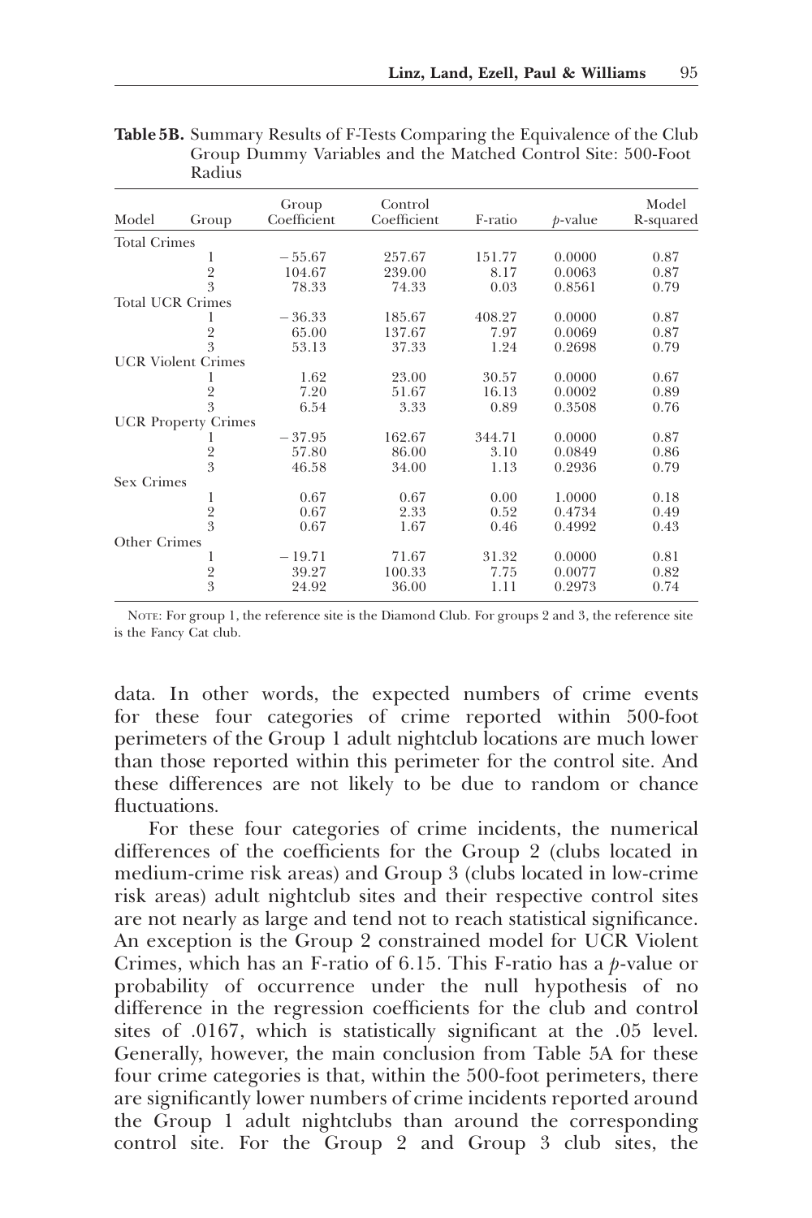**Table 5B.** Summary Results of F-Tests Comparing the Equivalence of the Club Group Dummy Variables and the Matched Control Site: 500-Foot Radius

| Model | Group | Group Coefficient | Control Coefficient | F-ratio | *p*-value | Model R-squared |
|---|---|---|---|---|---|---|
| Total Crimes | | | | | | |
| | 1 | −55.67 | 257.67 | 151.77 | 0.0000 | 0.87 |
| | 2 | 104.67 | 239.00 | 8.17 | 0.0063 | 0.87 |
| | 3 | 78.33 | 74.33 | 0.03 | 0.8561 | 0.79 |
| Total UCR Crimes | | | | | | |
| | 1 | −36.33 | 185.67 | 408.27 | 0.0000 | 0.87 |
| | 2 | 65.00 | 137.67 | 7.97 | 0.0069 | 0.87 |
| | 3 | 53.13 | 37.33 | 1.24 | 0.2698 | 0.79 |
| UCR Violent Crimes | | | | | | |
| | 1 | 1.62 | 23.00 | 30.57 | 0.0000 | 0.67 |
| | 2 | 7.20 | 51.67 | 16.13 | 0.0002 | 0.89 |
| | 3 | 6.54 | 3.33 | 0.89 | 0.3508 | 0.76 |
| UCR Property Crimes | | | | | | |
| | 1 | −37.95 | 162.67 | 344.71 | 0.0000 | 0.87 |
| | 2 | 57.80 | 86.00 | 3.10 | 0.0849 | 0.86 |
| | 3 | 46.58 | 34.00 | 1.13 | 0.2936 | 0.79 |
| Sex Crimes | | | | | | |
| | 1 | 0.67 | 0.67 | 0.00 | 1.0000 | 0.18 |
| | 2 | 0.67 | 2.33 | 0.52 | 0.4734 | 0.49 |
| | 3 | 0.67 | 1.67 | 0.46 | 0.4992 | 0.43 |
| Other Crimes | | | | | | |
| | 1 | −19.71 | 71.67 | 31.32 | 0.0000 | 0.81 |
| | 2 | 39.27 | 100.33 | 7.75 | 0.0077 | 0.82 |
| | 3 | 24.92 | 36.00 | 1.11 | 0.2973 | 0.74 |

NOTE: For group 1, the reference site is the Diamond Club. For groups 2 and 3, the reference site is the Fancy Cat club.

data. In other words, the expected numbers of crime events for these four categories of crime reported within 500-foot perimeters of the Group 1 adult nightclub locations are much lower than those reported within this perimeter for the control site. And these differences are not likely to be due to random or chance fluctuations.

For these four categories of crime incidents, the numerical differences of the coefficients for the Group 2 (clubs located in medium-crime risk areas) and Group 3 (clubs located in low-crime risk areas) adult nightclub sites and their respective control sites are not nearly as large and tend not to reach statistical significance. An exception is the Group 2 constrained model for UCR Violent Crimes, which has an F-ratio of 6.15. This F-ratio has a *p*-value or probability of occurrence under the null hypothesis of no difference in the regression coefficients for the club and control sites of .0167, which is statistically significant at the .05 level. Generally, however, the main conclusion from Table 5A for these four crime categories is that, within the 500-foot perimeters, there are significantly lower numbers of crime incidents reported around the Group 1 adult nightclubs than around the corresponding control site. For the Group 2 and Group 3 club sites, the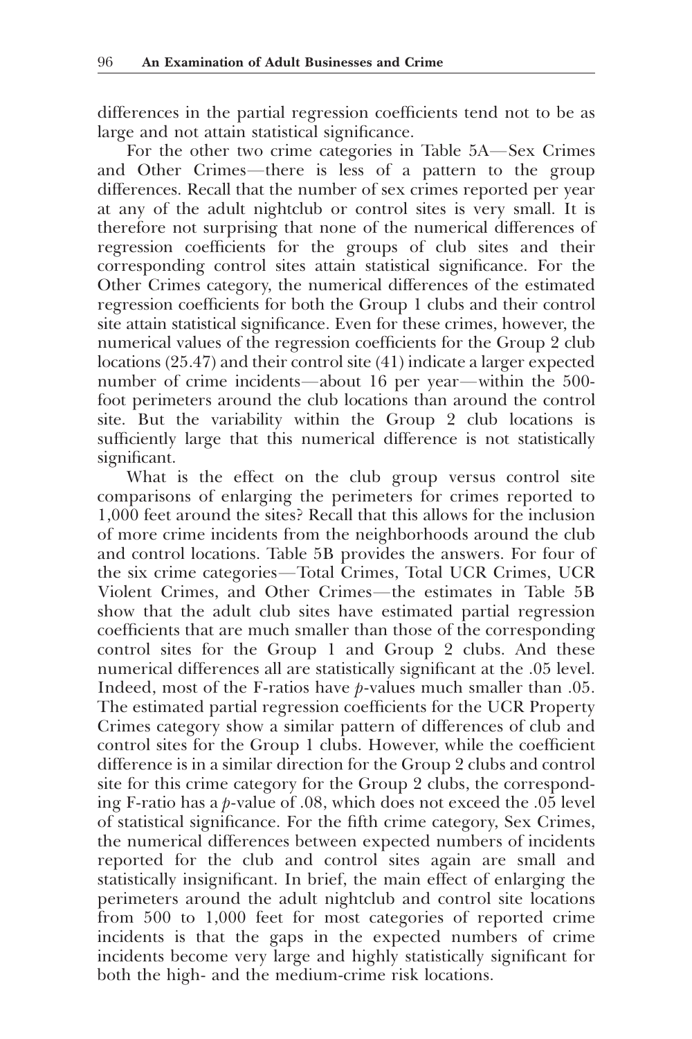differences in the partial regression coefficients tend not to be as large and not attain statistical significance.

For the other two crime categories in Table 5A—Sex Crimes and Other Crimes—there is less of a pattern to the group differences. Recall that the number of sex crimes reported per year at any of the adult nightclub or control sites is very small. It is therefore not surprising that none of the numerical differences of regression coefficients for the groups of club sites and their corresponding control sites attain statistical significance. For the Other Crimes category, the numerical differences of the estimated regression coefficients for both the Group 1 clubs and their control site attain statistical significance. Even for these crimes, however, the numerical values of the regression coefficients for the Group 2 club locations (25.47) and their control site (41) indicate a larger expected number of crime incidents—about 16 per year—within the 500-foot perimeters around the club locations than around the control site. But the variability within the Group 2 club locations is sufficiently large that this numerical difference is not statistically significant.

What is the effect on the club group versus control site comparisons of enlarging the perimeters for crimes reported to 1,000 feet around the sites? Recall that this allows for the inclusion of more crime incidents from the neighborhoods around the club and control locations. Table 5B provides the answers. For four of the six crime categories—Total Crimes, Total UCR Crimes, UCR Violent Crimes, and Other Crimes—the estimates in Table 5B show that the adult club sites have estimated partial regression coefficients that are much smaller than those of the corresponding control sites for the Group 1 and Group 2 clubs. And these numerical differences all are statistically significant at the .05 level. Indeed, most of the F-ratios have $p$-values much smaller than .05. The estimated partial regression coefficients for the UCR Property Crimes category show a similar pattern of differences of club and control sites for the Group 1 clubs. However, while the coefficient difference is in a similar direction for the Group 2 clubs and control site for this crime category for the Group 2 clubs, the corresponding F-ratio has a $p$-value of .08, which does not exceed the .05 level of statistical significance. For the fifth crime category, Sex Crimes, the numerical differences between expected numbers of incidents reported for the club and control sites again are small and statistically insignificant. In brief, the main effect of enlarging the perimeters around the adult nightclub and control site locations from 500 to 1,000 feet for most categories of reported crime incidents is that the gaps in the expected numbers of crime incidents become very large and highly statistically significant for both the high- and the medium-crime risk locations.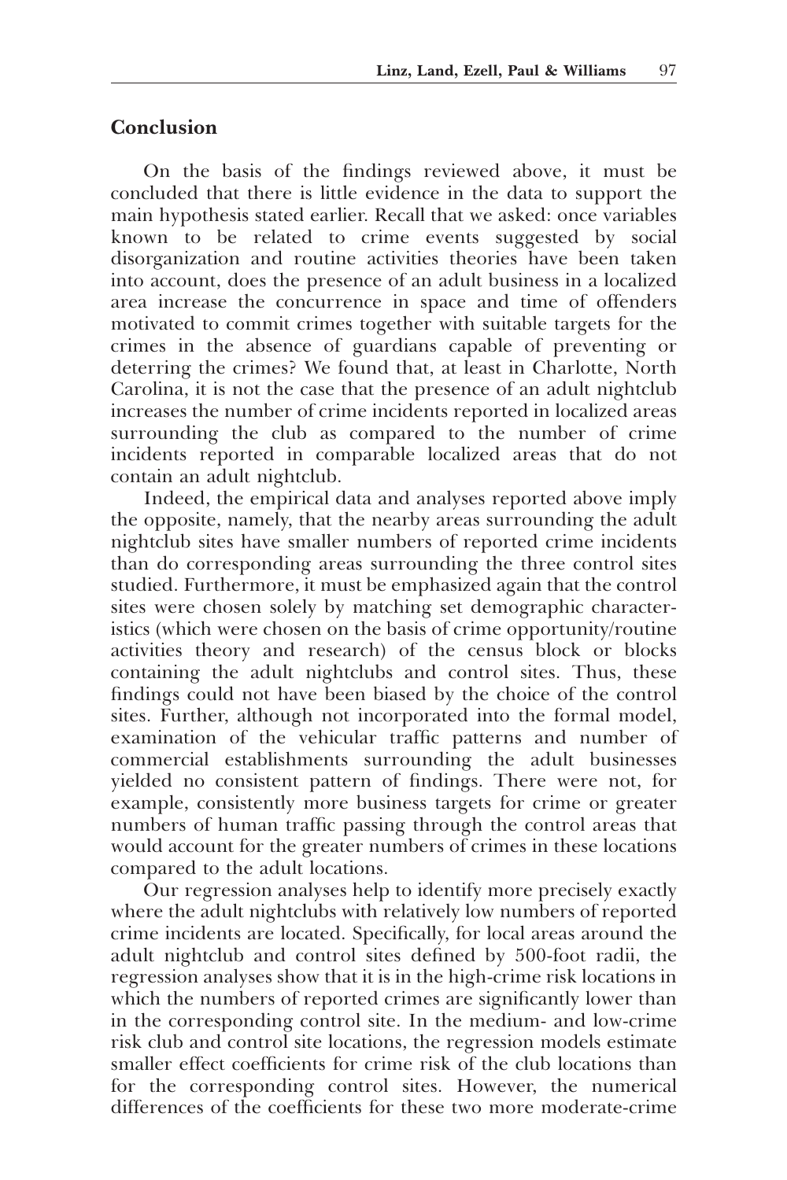## Conclusion

On the basis of the findings reviewed above, it must be concluded that there is little evidence in the data to support the main hypothesis stated earlier. Recall that we asked: once variables known to be related to crime events suggested by social disorganization and routine activities theories have been taken into account, does the presence of an adult business in a localized area increase the concurrence in space and time of offenders motivated to commit crimes together with suitable targets for the crimes in the absence of guardians capable of preventing or deterring the crimes? We found that, at least in Charlotte, North Carolina, it is not the case that the presence of an adult nightclub increases the number of crime incidents reported in localized areas surrounding the club as compared to the number of crime incidents reported in comparable localized areas that do not contain an adult nightclub.

Indeed, the empirical data and analyses reported above imply the opposite, namely, that the nearby areas surrounding the adult nightclub sites have smaller numbers of reported crime incidents than do corresponding areas surrounding the three control sites studied. Furthermore, it must be emphasized again that the control sites were chosen solely by matching set demographic characteristics (which were chosen on the basis of crime opportunity/routine activities theory and research) of the census block or blocks containing the adult nightclubs and control sites. Thus, these findings could not have been biased by the choice of the control sites. Further, although not incorporated into the formal model, examination of the vehicular traffic patterns and number of commercial establishments surrounding the adult businesses yielded no consistent pattern of findings. There were not, for example, consistently more business targets for crime or greater numbers of human traffic passing through the control areas that would account for the greater numbers of crimes in these locations compared to the adult locations.

Our regression analyses help to identify more precisely exactly where the adult nightclubs with relatively low numbers of reported crime incidents are located. Specifically, for local areas around the adult nightclub and control sites defined by 500-foot radii, the regression analyses show that it is in the high-crime risk locations in which the numbers of reported crimes are significantly lower than in the corresponding control site. In the medium- and low-crime risk club and control site locations, the regression models estimate smaller effect coefficients for crime risk of the club locations than for the corresponding control sites. However, the numerical differences of the coefficients for these two more moderate-crime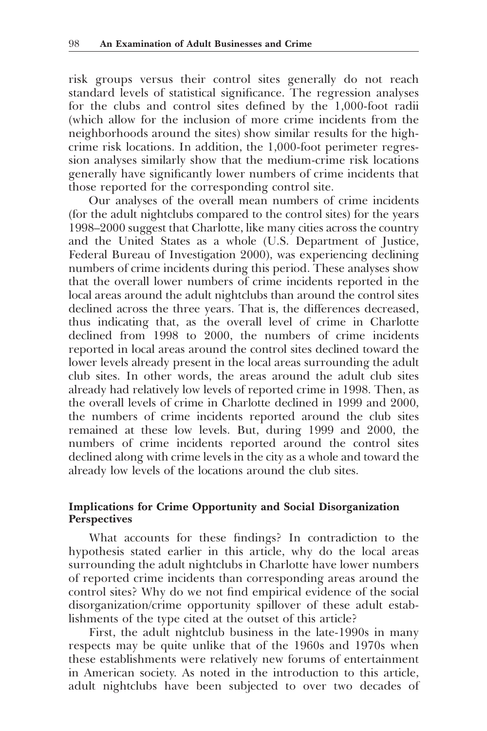risk groups versus their control sites generally do not reach standard levels of statistical significance. The regression analyses for the clubs and control sites defined by the 1,000-foot radii (which allow for the inclusion of more crime incidents from the neighborhoods around the sites) show similar results for the high-crime risk locations. In addition, the 1,000-foot perimeter regression analyses similarly show that the medium-crime risk locations generally have significantly lower numbers of crime incidents that those reported for the corresponding control site.

Our analyses of the overall mean numbers of crime incidents (for the adult nightclubs compared to the control sites) for the years 1998–2000 suggest that Charlotte, like many cities across the country and the United States as a whole (U.S. Department of Justice, Federal Bureau of Investigation 2000), was experiencing declining numbers of crime incidents during this period. These analyses show that the overall lower numbers of crime incidents reported in the local areas around the adult nightclubs than around the control sites declined across the three years. That is, the differences decreased, thus indicating that, as the overall level of crime in Charlotte declined from 1998 to 2000, the numbers of crime incidents reported in local areas around the control sites declined toward the lower levels already present in the local areas surrounding the adult club sites. In other words, the areas around the adult club sites already had relatively low levels of reported crime in 1998. Then, as the overall levels of crime in Charlotte declined in 1999 and 2000, the numbers of crime incidents reported around the club sites remained at these low levels. But, during 1999 and 2000, the numbers of crime incidents reported around the control sites declined along with crime levels in the city as a whole and toward the already low levels of the locations around the club sites.

### Implications for Crime Opportunity and Social Disorganization Perspectives

What accounts for these findings? In contradiction to the hypothesis stated earlier in this article, why do the local areas surrounding the adult nightclubs in Charlotte have lower numbers of reported crime incidents than corresponding areas around the control sites? Why do we not find empirical evidence of the social disorganization/crime opportunity spillover of these adult establishments of the type cited at the outset of this article?

First, the adult nightclub business in the late-1990s in many respects may be quite unlike that of the 1960s and 1970s when these establishments were relatively new forums of entertainment in American society. As noted in the introduction to this article, adult nightclubs have been subjected to over two decades of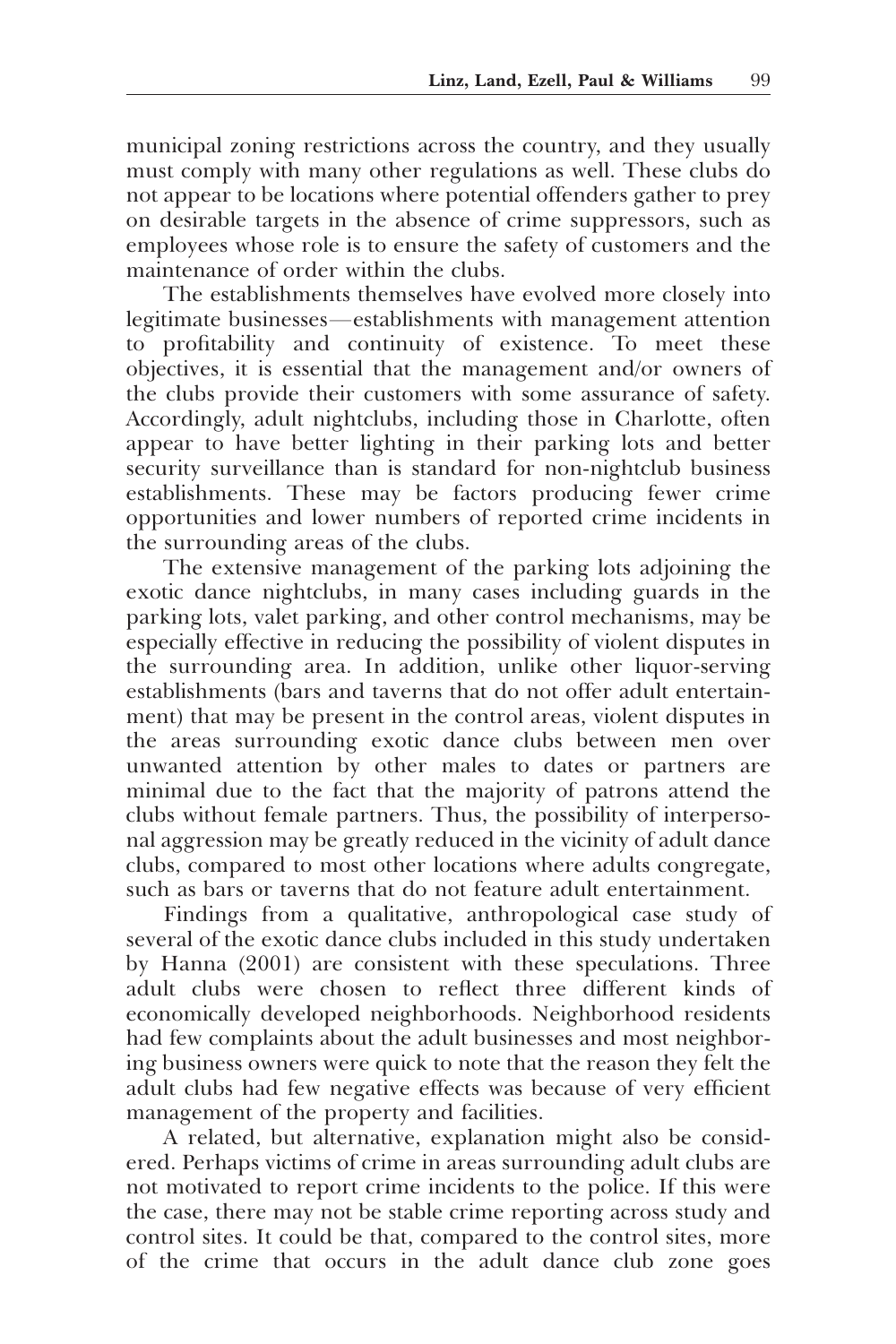municipal zoning restrictions across the country, and they usually must comply with many other regulations as well. These clubs do not appear to be locations where potential offenders gather to prey on desirable targets in the absence of crime suppressors, such as employees whose role is to ensure the safety of customers and the maintenance of order within the clubs.

The establishments themselves have evolved more closely into legitimate businesses—establishments with management attention to profitability and continuity of existence. To meet these objectives, it is essential that the management and/or owners of the clubs provide their customers with some assurance of safety. Accordingly, adult nightclubs, including those in Charlotte, often appear to have better lighting in their parking lots and better security surveillance than is standard for non-nightclub business establishments. These may be factors producing fewer crime opportunities and lower numbers of reported crime incidents in the surrounding areas of the clubs.

The extensive management of the parking lots adjoining the exotic dance nightclubs, in many cases including guards in the parking lots, valet parking, and other control mechanisms, may be especially effective in reducing the possibility of violent disputes in the surrounding area. In addition, unlike other liquor-serving establishments (bars and taverns that do not offer adult entertainment) that may be present in the control areas, violent disputes in the areas surrounding exotic dance clubs between men over unwanted attention by other males to dates or partners are minimal due to the fact that the majority of patrons attend the clubs without female partners. Thus, the possibility of interpersonal aggression may be greatly reduced in the vicinity of adult dance clubs, compared to most other locations where adults congregate, such as bars or taverns that do not feature adult entertainment.

Findings from a qualitative, anthropological case study of several of the exotic dance clubs included in this study undertaken by Hanna (2001) are consistent with these speculations. Three adult clubs were chosen to reflect three different kinds of economically developed neighborhoods. Neighborhood residents had few complaints about the adult businesses and most neighboring business owners were quick to note that the reason they felt the adult clubs had few negative effects was because of very efficient management of the property and facilities.

A related, but alternative, explanation might also be considered. Perhaps victims of crime in areas surrounding adult clubs are not motivated to report crime incidents to the police. If this were the case, there may not be stable crime reporting across study and control sites. It could be that, compared to the control sites, more of the crime that occurs in the adult dance club zone goes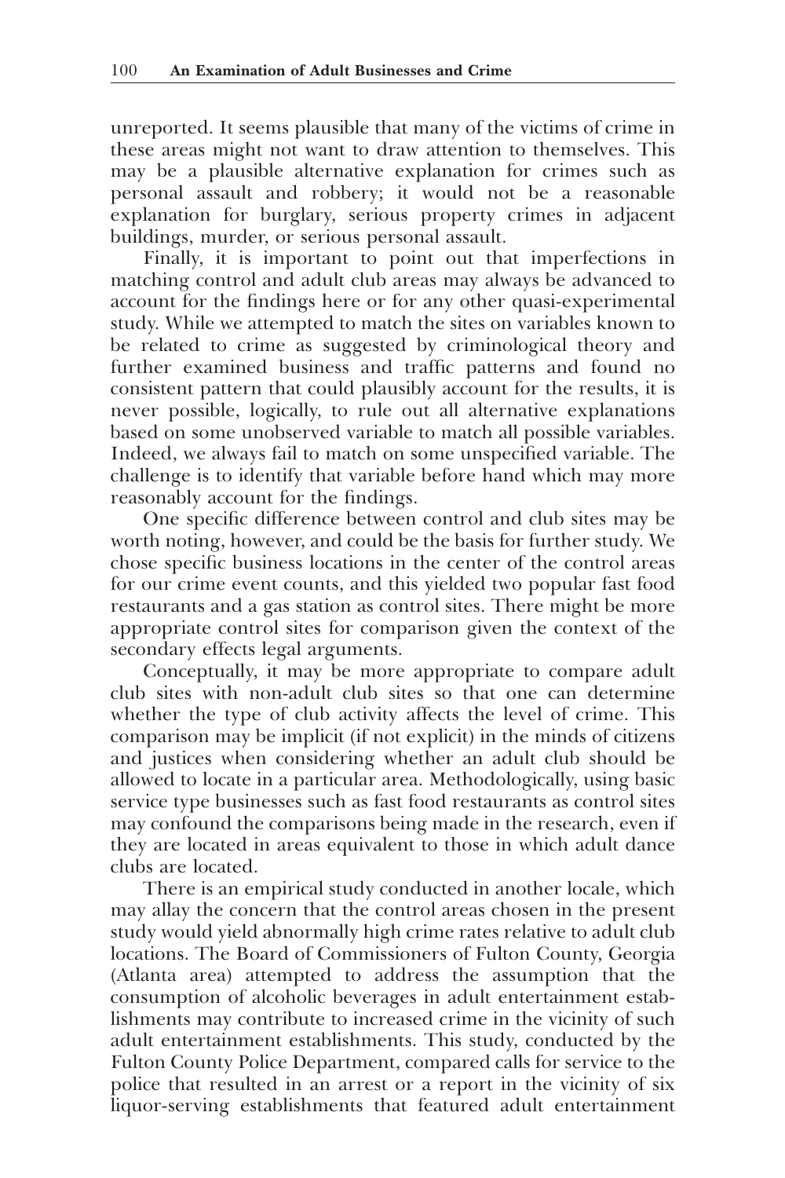unreported. It seems plausible that many of the victims of crime in these areas might not want to draw attention to themselves. This may be a plausible alternative explanation for crimes such as personal assault and robbery; it would not be a reasonable explanation for burglary, serious property crimes in adjacent buildings, murder, or serious personal assault.

Finally, it is important to point out that imperfections in matching control and adult club areas may always be advanced to account for the findings here or for any other quasi-experimental study. While we attempted to match the sites on variables known to be related to crime as suggested by criminological theory and further examined business and traffic patterns and found no consistent pattern that could plausibly account for the results, it is never possible, logically, to rule out all alternative explanations based on some unobserved variable to match all possible variables. Indeed, we always fail to match on some unspecified variable. The challenge is to identify that variable before hand which may more reasonably account for the findings.

One specific difference between control and club sites may be worth noting, however, and could be the basis for further study. We chose specific business locations in the center of the control areas for our crime event counts, and this yielded two popular fast food restaurants and a gas station as control sites. There might be more appropriate control sites for comparison given the context of the secondary effects legal arguments.

Conceptually, it may be more appropriate to compare adult club sites with non-adult club sites so that one can determine whether the type of club activity affects the level of crime. This comparison may be implicit (if not explicit) in the minds of citizens and justices when considering whether an adult club should be allowed to locate in a particular area. Methodologically, using basic service type businesses such as fast food restaurants as control sites may confound the comparisons being made in the research, even if they are located in areas equivalent to those in which adult dance clubs are located.

There is an empirical study conducted in another locale, which may allay the concern that the control areas chosen in the present study would yield abnormally high crime rates relative to adult club locations. The Board of Commissioners of Fulton County, Georgia (Atlanta area) attempted to address the assumption that the consumption of alcoholic beverages in adult entertainment establishments may contribute to increased crime in the vicinity of such adult entertainment establishments. This study, conducted by the Fulton County Police Department, compared calls for service to the police that resulted in an arrest or a report in the vicinity of six liquor-serving establishments that featured adult entertainment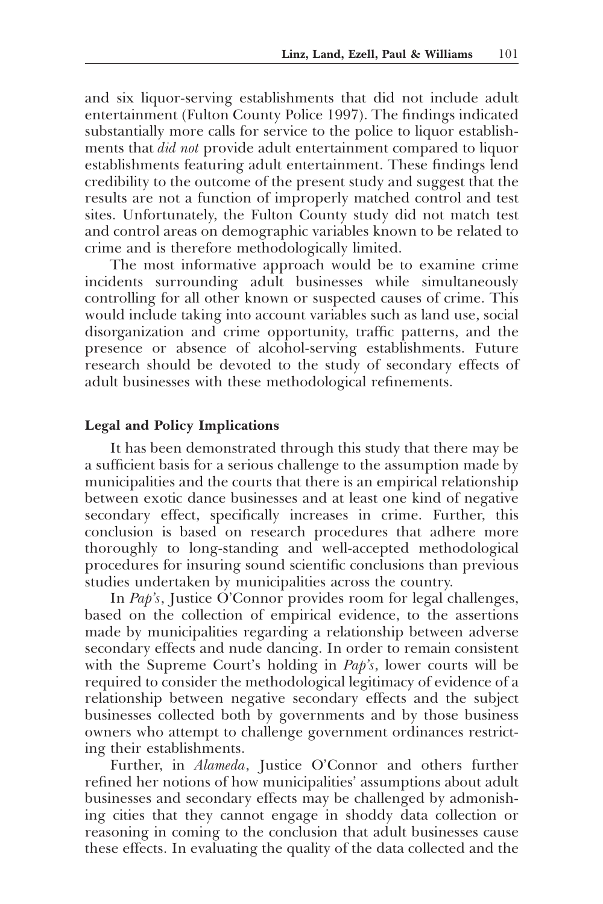and six liquor-serving establishments that did not include adult entertainment (Fulton County Police 1997). The findings indicated substantially more calls for service to the police to liquor establishments that *did not* provide adult entertainment compared to liquor establishments featuring adult entertainment. These findings lend credibility to the outcome of the present study and suggest that the results are not a function of improperly matched control and test sites. Unfortunately, the Fulton County study did not match test and control areas on demographic variables known to be related to crime and is therefore methodologically limited.

The most informative approach would be to examine crime incidents surrounding adult businesses while simultaneously controlling for all other known or suspected causes of crime. This would include taking into account variables such as land use, social disorganization and crime opportunity, traffic patterns, and the presence or absence of alcohol-serving establishments. Future research should be devoted to the study of secondary effects of adult businesses with these methodological refinements.

### Legal and Policy Implications

It has been demonstrated through this study that there may be a sufficient basis for a serious challenge to the assumption made by municipalities and the courts that there is an empirical relationship between exotic dance businesses and at least one kind of negative secondary effect, specifically increases in crime. Further, this conclusion is based on research procedures that adhere more thoroughly to long-standing and well-accepted methodological procedures for insuring sound scientific conclusions than previous studies undertaken by municipalities across the country.

In *Pap's*, Justice O'Connor provides room for legal challenges, based on the collection of empirical evidence, to the assertions made by municipalities regarding a relationship between adverse secondary effects and nude dancing. In order to remain consistent with the Supreme Court's holding in *Pap's*, lower courts will be required to consider the methodological legitimacy of evidence of a relationship between negative secondary effects and the subject businesses collected both by governments and by those business owners who attempt to challenge government ordinances restricting their establishments.

Further, in *Alameda*, Justice O'Connor and others further refined her notions of how municipalities' assumptions about adult businesses and secondary effects may be challenged by admonishing cities that they cannot engage in shoddy data collection or reasoning in coming to the conclusion that adult businesses cause these effects. In evaluating the quality of the data collected and the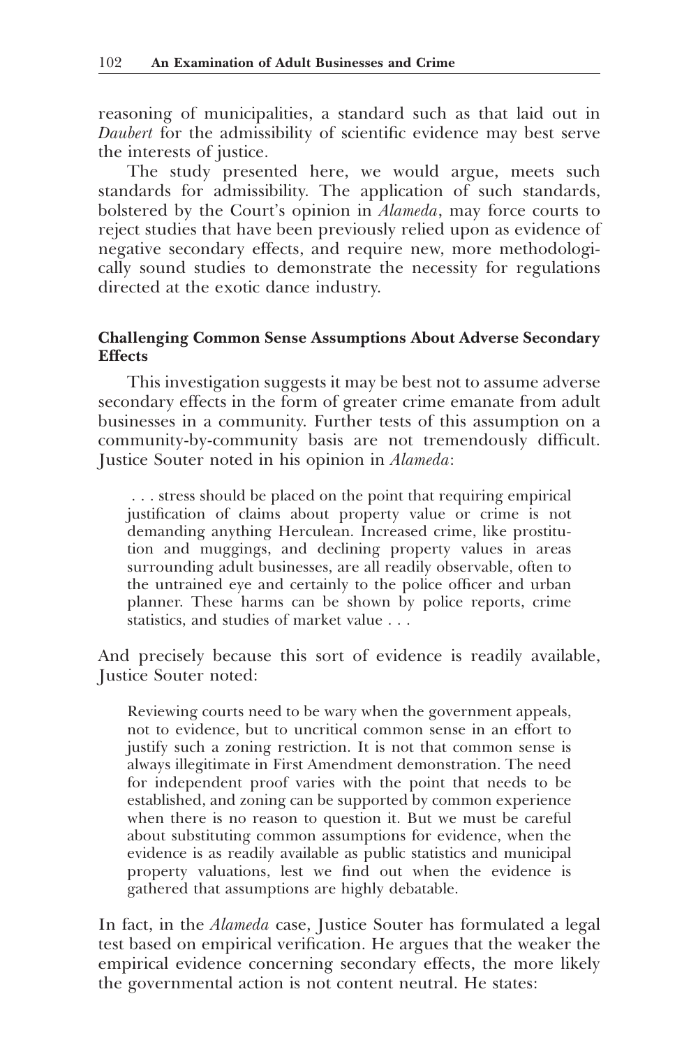reasoning of municipalities, a standard such as that laid out in *Daubert* for the admissibility of scientific evidence may best serve the interests of justice.

The study presented here, we would argue, meets such standards for admissibility. The application of such standards, bolstered by the Court's opinion in *Alameda*, may force courts to reject studies that have been previously relied upon as evidence of negative secondary effects, and require new, more methodologically sound studies to demonstrate the necessity for regulations directed at the exotic dance industry.

#### Challenging Common Sense Assumptions About Adverse Secondary Effects

This investigation suggests it may be best not to assume adverse secondary effects in the form of greater crime emanate from adult businesses in a community. Further tests of this assumption on a community-by-community basis are not tremendously difficult. Justice Souter noted in his opinion in *Alameda*:

> . . . stress should be placed on the point that requiring empirical justification of claims about property value or crime is not demanding anything Herculean. Increased crime, like prostitution and muggings, and declining property values in areas surrounding adult businesses, are all readily observable, often to the untrained eye and certainly to the police officer and urban planner. These harms can be shown by police reports, crime statistics, and studies of market value . . .

And precisely because this sort of evidence is readily available, Justice Souter noted:

> Reviewing courts need to be wary when the government appeals, not to evidence, but to uncritical common sense in an effort to justify such a zoning restriction. It is not that common sense is always illegitimate in First Amendment demonstration. The need for independent proof varies with the point that needs to be established, and zoning can be supported by common experience when there is no reason to question it. But we must be careful about substituting common assumptions for evidence, when the evidence is as readily available as public statistics and municipal property valuations, lest we find out when the evidence is gathered that assumptions are highly debatable.

In fact, in the *Alameda* case, Justice Souter has formulated a legal test based on empirical verification. He argues that the weaker the empirical evidence concerning secondary effects, the more likely the governmental action is not content neutral. He states: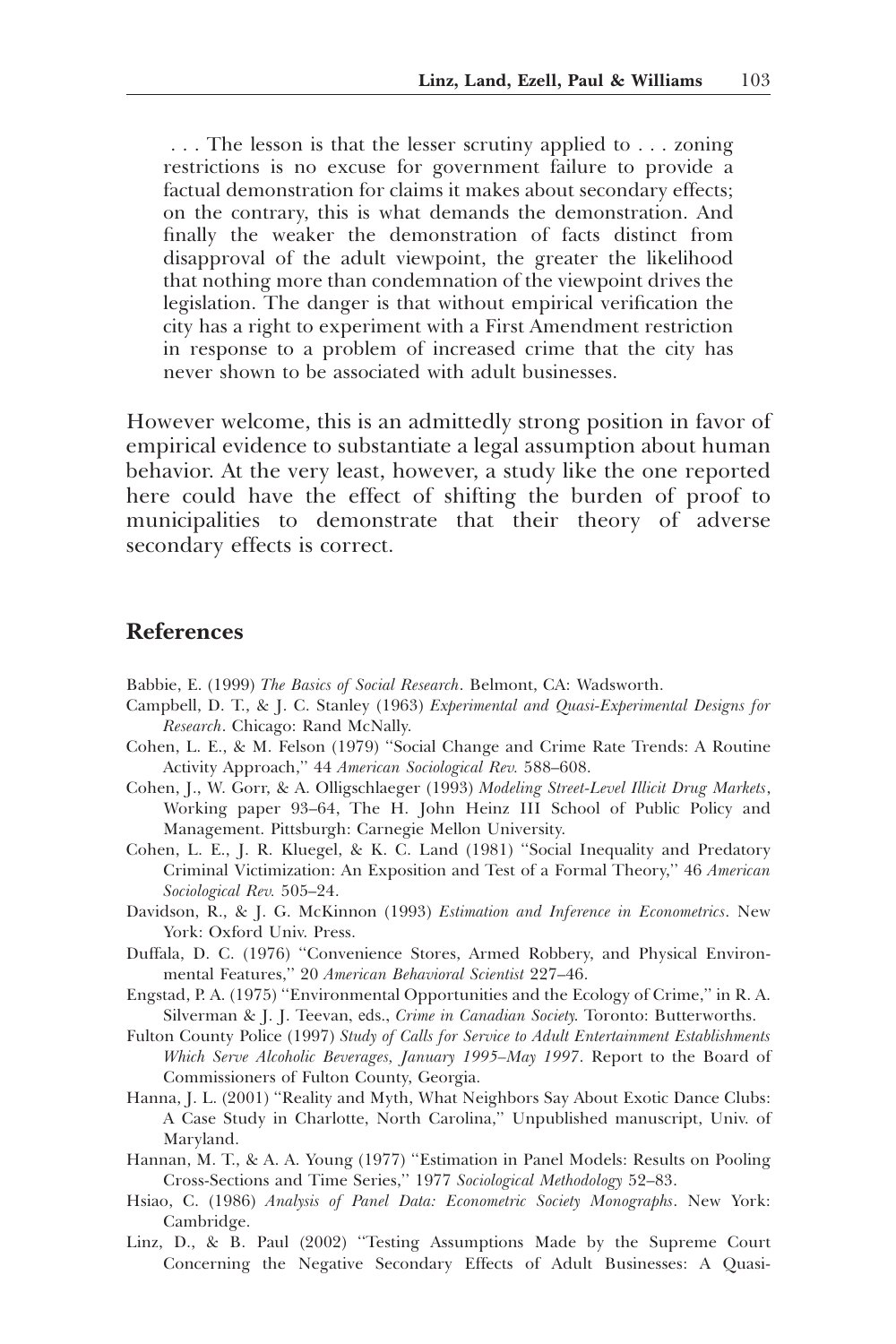> . . . The lesson is that the lesser scrutiny applied to . . . zoning restrictions is no excuse for government failure to provide a factual demonstration for claims it makes about secondary effects; on the contrary, this is what demands the demonstration. And finally the weaker the demonstration of facts distinct from disapproval of the adult viewpoint, the greater the likelihood that nothing more than condemnation of the viewpoint drives the legislation. The danger is that without empirical verification the city has a right to experiment with a First Amendment restriction in response to a problem of increased crime that the city has never shown to be associated with adult businesses.

However welcome, this is an admittedly strong position in favor of empirical evidence to substantiate a legal assumption about human behavior. At the very least, however, a study like the one reported here could have the effect of shifting the burden of proof to municipalities to demonstrate that their theory of adverse secondary effects is correct.

## References

Babbie, E. (1999) *The Basics of Social Research*. Belmont, CA: Wadsworth.

Campbell, D. T., & J. C. Stanley (1963) *Experimental and Quasi-Experimental Designs for Research*. Chicago: Rand McNally.

Cohen, L. E., & M. Felson (1979) "Social Change and Crime Rate Trends: A Routine Activity Approach," 44 *American Sociological Rev.* 588–608.

Cohen, J., W. Gorr, & A. Olligschlaeger (1993) *Modeling Street-Level Illicit Drug Markets*, Working paper 93–64, The H. John Heinz III School of Public Policy and Management. Pittsburgh: Carnegie Mellon University.

Cohen, L. E., J. R. Kluegel, & K. C. Land (1981) "Social Inequality and Predatory Criminal Victimization: An Exposition and Test of a Formal Theory," 46 *American Sociological Rev.* 505–24.

Davidson, R., & J. G. McKinnon (1993) *Estimation and Inference in Econometrics*. New York: Oxford Univ. Press.

Duffala, D. C. (1976) "Convenience Stores, Armed Robbery, and Physical Environmental Features," 20 *American Behavioral Scientist* 227–46.

Engstad, P. A. (1975) "Environmental Opportunities and the Ecology of Crime," in R. A. Silverman & J. J. Teevan, eds., *Crime in Canadian Society.* Toronto: Butterworths.

Fulton County Police (1997) *Study of Calls for Service to Adult Entertainment Establishments Which Serve Alcoholic Beverages, January 1995–May 1997*. Report to the Board of Commissioners of Fulton County, Georgia.

Hanna, J. L. (2001) "Reality and Myth, What Neighbors Say About Exotic Dance Clubs: A Case Study in Charlotte, North Carolina," Unpublished manuscript, Univ. of Maryland.

Hannan, M. T., & A. A. Young (1977) "Estimation in Panel Models: Results on Pooling Cross-Sections and Time Series," 1977 *Sociological Methodology* 52–83.

Hsiao, C. (1986) *Analysis of Panel Data: Econometric Society Monographs*. New York: Cambridge.

Linz, D., & B. Paul (2002) "Testing Assumptions Made by the Supreme Court Concerning the Negative Secondary Effects of Adult Businesses: A Quasi-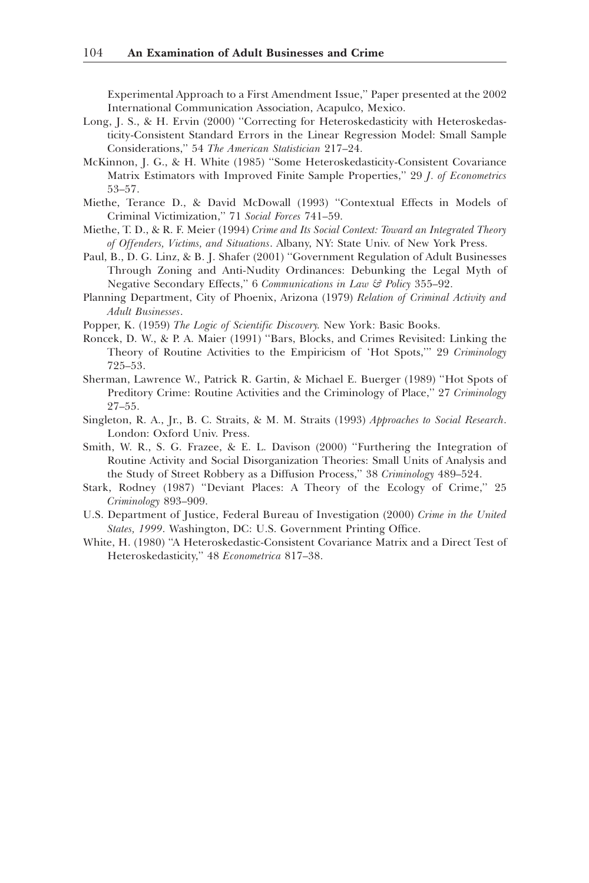Experimental Approach to a First Amendment Issue," Paper presented at the 2002 International Communication Association, Acapulco, Mexico.

Long, J. S., & H. Ervin (2000) "Correcting for Heteroskedasticity with Heteroskedasticity-Consistent Standard Errors in the Linear Regression Model: Small Sample Considerations," 54 *The American Statistician* 217–24.

McKinnon, J. G., & H. White (1985) "Some Heteroskedasticity-Consistent Covariance Matrix Estimators with Improved Finite Sample Properties," 29 *J. of Econometrics* 53–57.

Miethe, Terance D., & David McDowall (1993) "Contextual Effects in Models of Criminal Victimization," 71 *Social Forces* 741–59.

Miethe, T. D., & R. F. Meier (1994) *Crime and Its Social Context: Toward an Integrated Theory of Offenders, Victims, and Situations*. Albany, NY: State Univ. of New York Press.

Paul, B., D. G. Linz, & B. J. Shafer (2001) "Government Regulation of Adult Businesses Through Zoning and Anti-Nudity Ordinances: Debunking the Legal Myth of Negative Secondary Effects," 6 *Communications in Law & Policy* 355–92.

Planning Department, City of Phoenix, Arizona (1979) *Relation of Criminal Activity and Adult Businesses*.

Popper, K. (1959) *The Logic of Scientific Discovery*. New York: Basic Books.

Roncek, D. W., & P. A. Maier (1991) "Bars, Blocks, and Crimes Revisited: Linking the Theory of Routine Activities to the Empiricism of 'Hot Spots,'" 29 *Criminology* 725–53.

Sherman, Lawrence W., Patrick R. Gartin, & Michael E. Buerger (1989) "Hot Spots of Preditory Crime: Routine Activities and the Criminology of Place," 27 *Criminology* 27–55.

Singleton, R. A., Jr., B. C. Straits, & M. M. Straits (1993) *Approaches to Social Research*. London: Oxford Univ. Press.

Smith, W. R., S. G. Frazee, & E. L. Davison (2000) "Furthering the Integration of Routine Activity and Social Disorganization Theories: Small Units of Analysis and the Study of Street Robbery as a Diffusion Process," 38 *Criminology* 489–524.

Stark, Rodney (1987) "Deviant Places: A Theory of the Ecology of Crime," 25 *Criminology* 893–909.

U.S. Department of Justice, Federal Bureau of Investigation (2000) *Crime in the United States, 1999*. Washington, DC: U.S. Government Printing Office.

White, H. (1980) "A Heteroskedastic-Consistent Covariance Matrix and a Direct Test of Heteroskedasticity," 48 *Econometrica* 817–38.